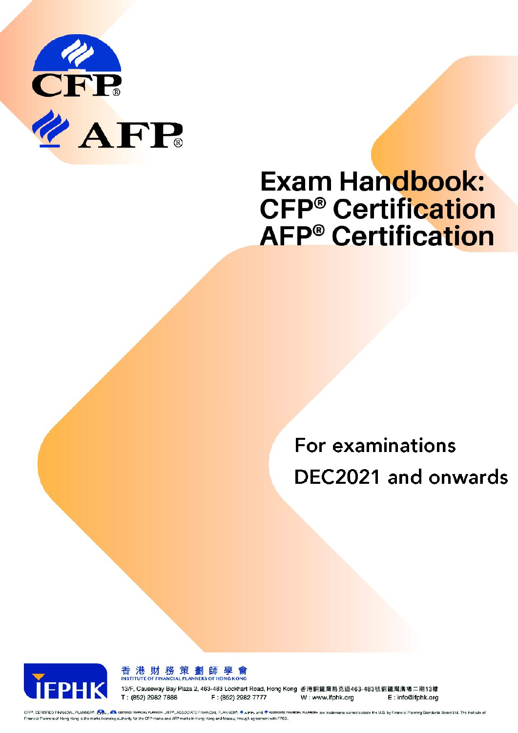CFP®

AFP®

# Exam Handbook: CFP® Certification AFP® Certification

For examinations

DEC2021 and onwards

香港財務策劃師學會
INSTITUTE OF FINANCIAL PLANNERS OF HONG KONG

13/F, Causeway Bay Plaza 2, 463-483 Lockhart Road, Hong Kong 香港銅鑼灣駱克道463-483號銅鑼灣廣場二期13樓

T : (852) 2982 7888 F : (852) 2982 7777 W : www.ifphk.org E : info@ifphk.org

CFP®, CERTIFIED FINANCIAL PLANNER®, CFP®, CERTIFIED FINANCIAL PLANNER®, AFP®, ASSOCIATE FINANCIAL PLANNER®, AFP® and ASSOCIATE FINANCIAL PLANNER® are trademarks owned outside the U.S. by Financial Planning Standards Board Ltd. The Institute of Financial Planners of Hong Kong is the marks licensing authority for the CFP marks and AFP marks in Hong Kong and Macau, through agreement with FPSB.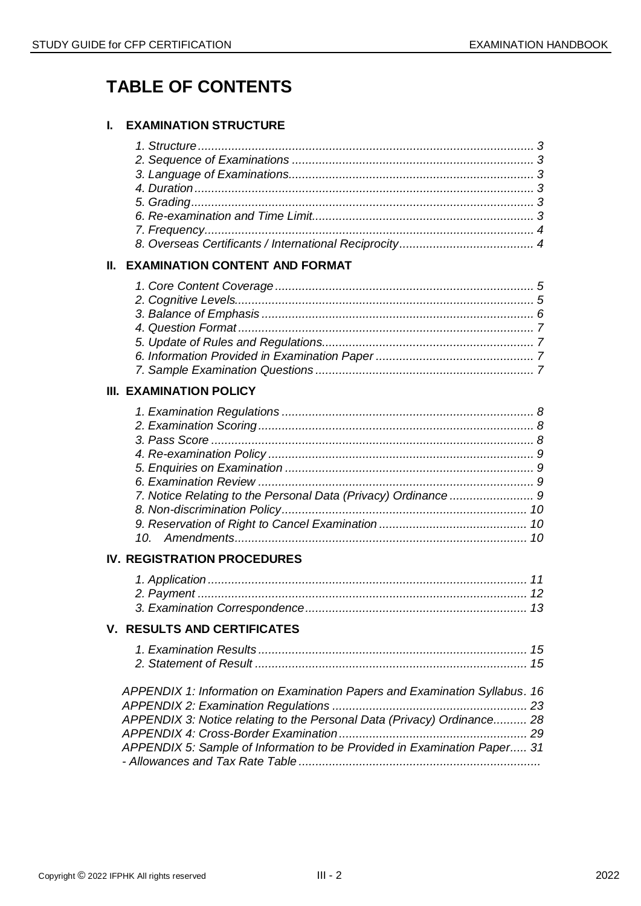# TABLE OF CONTENTS

## I. EXAMINATION STRUCTURE

*1. Structure ................................................................................................ 3*
*2. Sequence of Examinations ........................................................................ 3*
*3. Language of Examinations........................................................................ 3*
*4. Duration ................................................................................................ 3*
*5. Grading.................................................................................................. 3*
*6. Re-examination and Time Limit................................................................. 3*
*7. Frequency............................................................................................... 4*
*8. Overseas Certificates / International Reciprocity........................................ 4*

## II. EXAMINATION CONTENT AND FORMAT

*1. Core Content Coverage ............................................................................ 5*
*2. Cognitive Levels....................................................................................... 5*
*3. Balance of Emphasis ................................................................................ 6*
*4. Question Format ...................................................................................... 7*
*5. Update of Rules and Regulations............................................................... 7*
*6. Information Provided in Examination Paper ............................................... 7*
*7. Sample Examination Questions ................................................................. 7*

## III. EXAMINATION POLICY

*1. Examination Regulations .......................................................................... 8*
*2. Examination Scoring ................................................................................. 8*
*3. Pass Score ............................................................................................... 8*
*4. Re-examination Policy .............................................................................. 9*
*5. Enquiries on Examination .......................................................................... 9*
*6. Examination Review ................................................................................. 9*
*7. Notice Relating to the Personal Data (Privacy) Ordinance ......................... 9*
*8. Non-discrimination Policy......................................................................... 10*
*9. Reservation of Right to Cancel Examination ............................................ 10*
*10. Amendments......................................................................................... 10*

## IV. REGISTRATION PROCEDURES

*1. Application .............................................................................................. 11*
*2. Payment ................................................................................................. 12*
*3. Examination Correspondence................................................................... 13*

## V. RESULTS AND CERTIFICATES

*1. Examination Results ................................................................................ 15*
*2. Statement of Result ................................................................................. 15*

*APPENDIX 1: Information on Examination Papers and Examination Syllabus. 16*
*APPENDIX 2: Examination Regulations .......................................................... 23*
*APPENDIX 3: Notice relating to the Personal Data (Privacy) Ordinance.......... 28*
*APPENDIX 4: Cross-Border Examination........................................................ 29*
*APPENDIX 5: Sample of Information to be Provided in Examination Paper..... 31*
*- Allowances and Tax Rate Table .......................................................................*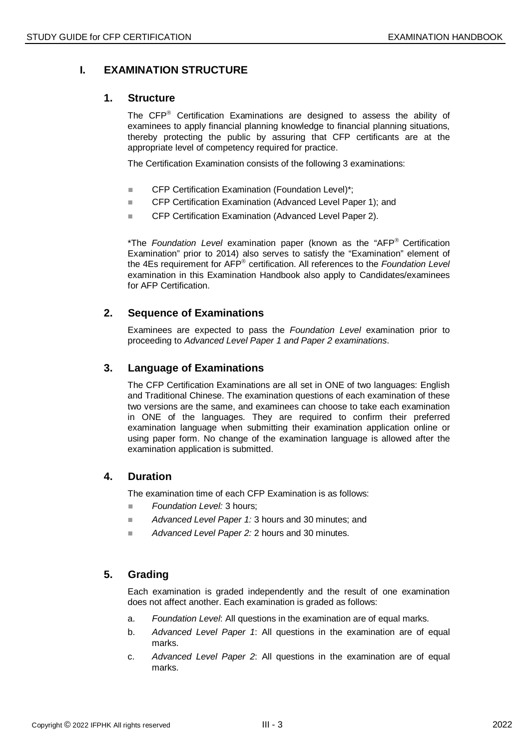# I. EXAMINATION STRUCTURE

## 1. Structure

The CFP® Certification Examinations are designed to assess the ability of examinees to apply financial planning knowledge to financial planning situations, thereby protecting the public by assuring that CFP certificants are at the appropriate level of competency required for practice.

The Certification Examination consists of the following 3 examinations:

- CFP Certification Examination (Foundation Level)*;
- CFP Certification Examination (Advanced Level Paper 1); and
- CFP Certification Examination (Advanced Level Paper 2).

*The *Foundation Level* examination paper (known as the "AFP® Certification Examination" prior to 2014) also serves to satisfy the "Examination" element of the 4Es requirement for AFP® certification. All references to the *Foundation Level* examination in this Examination Handbook also apply to Candidates/examinees for AFP Certification.

## 2. Sequence of Examinations

Examinees are expected to pass the *Foundation Level* examination prior to proceeding to *Advanced Level Paper 1 and Paper 2 examinations*.

## 3. Language of Examinations

The CFP Certification Examinations are all set in ONE of two languages: English and Traditional Chinese. The examination questions of each examination of these two versions are the same, and examinees can choose to take each examination in ONE of the languages. They are required to confirm their preferred examination language when submitting their examination application online or using paper form. No change of the examination language is allowed after the examination application is submitted.

## 4. Duration

The examination time of each CFP Examination is as follows:

- *Foundation Level:* 3 hours;
- *Advanced Level Paper 1:* 3 hours and 30 minutes; and
- *Advanced Level Paper 2:* 2 hours and 30 minutes.

## 5. Grading

Each examination is graded independently and the result of one examination does not affect another. Each examination is graded as follows:

a. *Foundation Level*: All questions in the examination are of equal marks.

b. *Advanced Level Paper 1*: All questions in the examination are of equal marks.

c. *Advanced Level Paper 2*: All questions in the examination are of equal marks.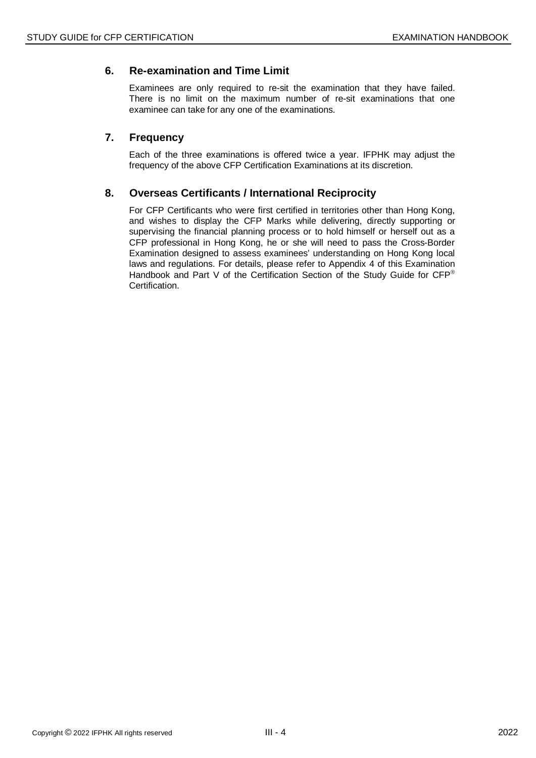## 6. Re-examination and Time Limit

Examinees are only required to re-sit the examination that they have failed. There is no limit on the maximum number of re-sit examinations that one examinee can take for any one of the examinations.

## 7. Frequency

Each of the three examinations is offered twice a year. IFPHK may adjust the frequency of the above CFP Certification Examinations at its discretion.

## 8. Overseas Certificants / International Reciprocity

For CFP Certificants who were first certified in territories other than Hong Kong, and wishes to display the CFP Marks while delivering, directly supporting or supervising the financial planning process or to hold himself or herself out as a CFP professional in Hong Kong, he or she will need to pass the Cross-Border Examination designed to assess examinees' understanding on Hong Kong local laws and regulations. For details, please refer to Appendix 4 of this Examination Handbook and Part V of the Certification Section of the Study Guide for CFP® Certification.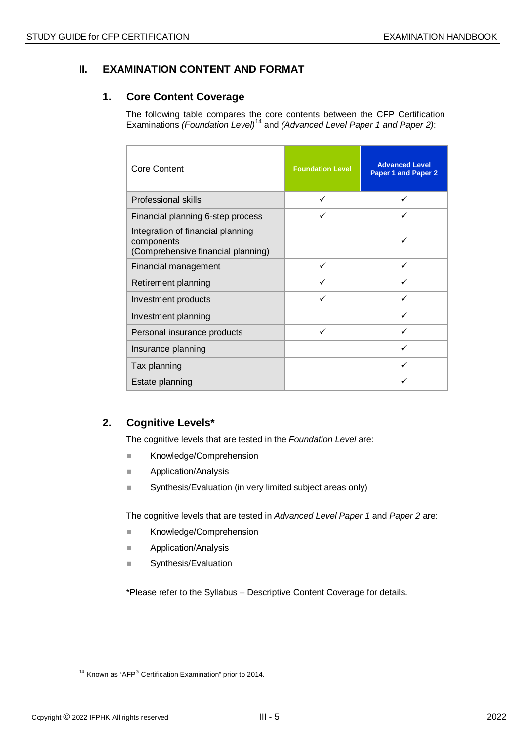## II. EXAMINATION CONTENT AND FORMAT

### 1. Core Content Coverage

The following table compares the core contents between the CFP Certification Examinations *(Foundation Level)*[14] and *(Advanced Level Paper 1 and Paper 2)*:

| Core Content | Foundation Level | Advanced Level Paper 1 and Paper 2 |
|---|---|---|
| Professional skills | ✓ | ✓ |
| Financial planning 6-step process | ✓ | ✓ |
| Integration of financial planning components (Comprehensive financial planning) | | ✓ |
| Financial management | ✓ | ✓ |
| Retirement planning | ✓ | ✓ |
| Investment products | ✓ | ✓ |
| Investment planning | | ✓ |
| Personal insurance products | ✓ | ✓ |
| Insurance planning | | ✓ |
| Tax planning | | ✓ |
| Estate planning | | ✓ |

### 2. Cognitive Levels*

The cognitive levels that are tested in the *Foundation Level* are:

- Knowledge/Comprehension
- Application/Analysis
- Synthesis/Evaluation (in very limited subject areas only)

The cognitive levels that are tested in *Advanced Level Paper 1* and *Paper 2* are:

- Knowledge/Comprehension
- Application/Analysis
- Synthesis/Evaluation

*Please refer to the Syllabus – Descriptive Content Coverage for details.

[14] Known as "AFP® Certification Examination" prior to 2014.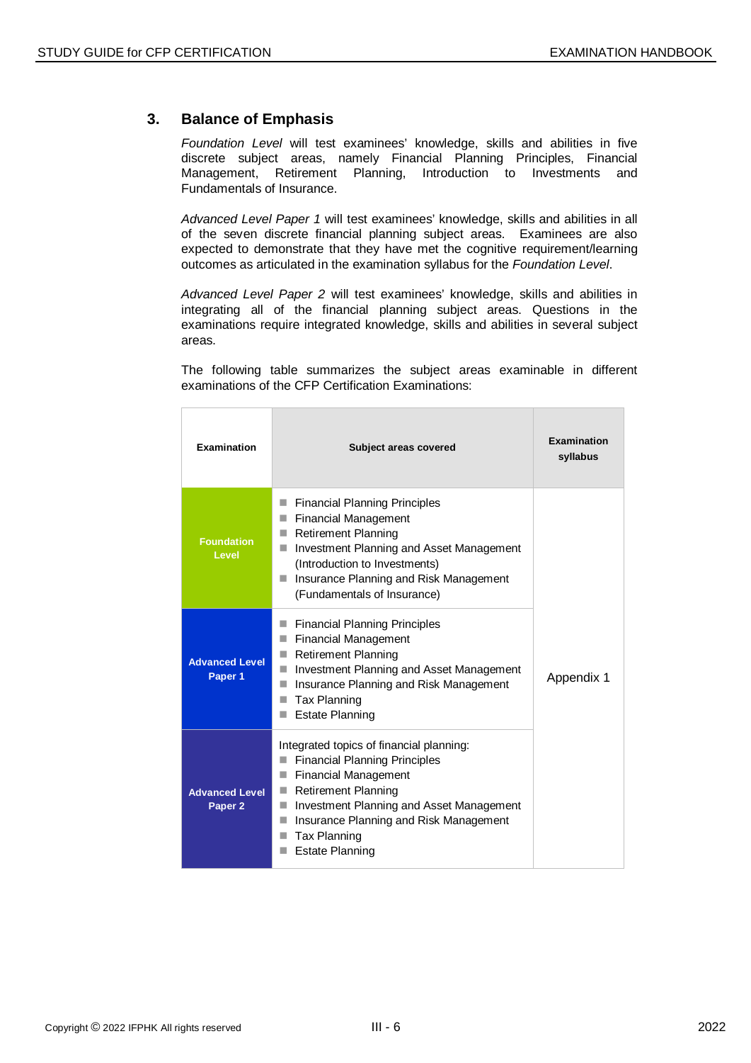## 3. Balance of Emphasis

*Foundation Level* will test examinees' knowledge, skills and abilities in five discrete subject areas, namely Financial Planning Principles, Financial Management, Retirement Planning, Introduction to Investments and Fundamentals of Insurance.

*Advanced Level Paper 1* will test examinees' knowledge, skills and abilities in all of the seven discrete financial planning subject areas. Examinees are also expected to demonstrate that they have met the cognitive requirement/learning outcomes as articulated in the examination syllabus for the *Foundation Level*.

*Advanced Level Paper 2* will test examinees' knowledge, skills and abilities in integrating all of the financial planning subject areas. Questions in the examinations require integrated knowledge, skills and abilities in several subject areas.

The following table summarizes the subject areas examinable in different examinations of the CFP Certification Examinations:

| Examination | Subject areas covered | Examination syllabus |
|---|---|---|
| **Foundation Level** | ■ Financial Planning Principles<br>■ Financial Management<br>■ Retirement Planning<br>■ Investment Planning and Asset Management (Introduction to Investments)<br>■ Insurance Planning and Risk Management (Fundamentals of Insurance) | Appendix 1 |
| **Advanced Level Paper 1** | ■ Financial Planning Principles<br>■ Financial Management<br>■ Retirement Planning<br>■ Investment Planning and Asset Management<br>■ Insurance Planning and Risk Management<br>■ Tax Planning<br>■ Estate Planning | |
| **Advanced Level Paper 2** | Integrated topics of financial planning:<br>■ Financial Planning Principles<br>■ Financial Management<br>■ Retirement Planning<br>■ Investment Planning and Asset Management<br>■ Insurance Planning and Risk Management<br>■ Tax Planning<br>■ Estate Planning | |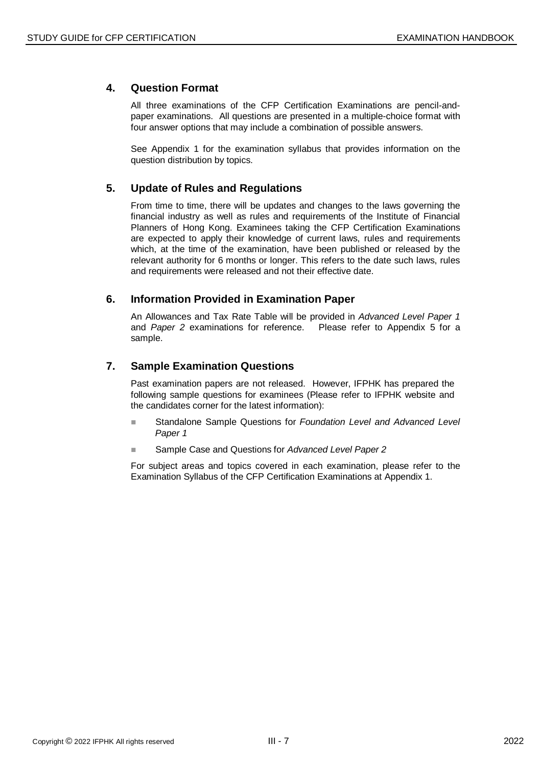## 4. Question Format

All three examinations of the CFP Certification Examinations are pencil-and-paper examinations. All questions are presented in a multiple-choice format with four answer options that may include a combination of possible answers.

See Appendix 1 for the examination syllabus that provides information on the question distribution by topics.

## 5. Update of Rules and Regulations

From time to time, there will be updates and changes to the laws governing the financial industry as well as rules and requirements of the Institute of Financial Planners of Hong Kong. Examinees taking the CFP Certification Examinations are expected to apply their knowledge of current laws, rules and requirements which, at the time of the examination, have been published or released by the relevant authority for 6 months or longer. This refers to the date such laws, rules and requirements were released and not their effective date.

## 6. Information Provided in Examination Paper

An Allowances and Tax Rate Table will be provided in *Advanced Level Paper 1* and *Paper 2* examinations for reference. Please refer to Appendix 5 for a sample.

## 7. Sample Examination Questions

Past examination papers are not released. However, IFPHK has prepared the following sample questions for examinees (Please refer to IFPHK website and the candidates corner for the latest information):

- Standalone Sample Questions for *Foundation Level and Advanced Level Paper 1*
- Sample Case and Questions for *Advanced Level Paper 2*

For subject areas and topics covered in each examination, please refer to the Examination Syllabus of the CFP Certification Examinations at Appendix 1.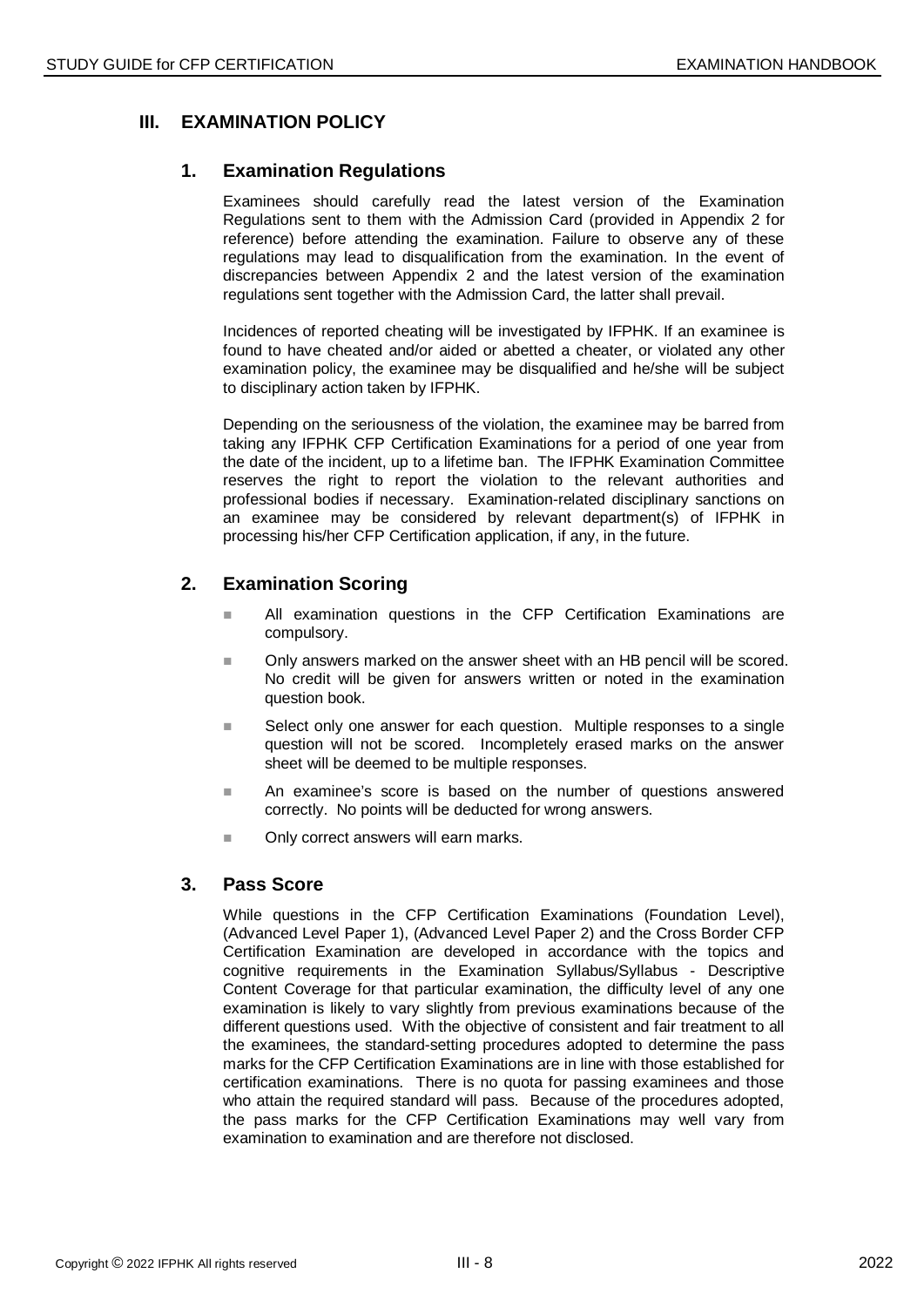# III. EXAMINATION POLICY

## 1. Examination Regulations

Examinees should carefully read the latest version of the Examination Regulations sent to them with the Admission Card (provided in Appendix 2 for reference) before attending the examination. Failure to observe any of these regulations may lead to disqualification from the examination. In the event of discrepancies between Appendix 2 and the latest version of the examination regulations sent together with the Admission Card, the latter shall prevail.

Incidences of reported cheating will be investigated by IFPHK. If an examinee is found to have cheated and/or aided or abetted a cheater, or violated any other examination policy, the examinee may be disqualified and he/she will be subject to disciplinary action taken by IFPHK.

Depending on the seriousness of the violation, the examinee may be barred from taking any IFPHK CFP Certification Examinations for a period of one year from the date of the incident, up to a lifetime ban. The IFPHK Examination Committee reserves the right to report the violation to the relevant authorities and professional bodies if necessary. Examination-related disciplinary sanctions on an examinee may be considered by relevant department(s) of IFPHK in processing his/her CFP Certification application, if any, in the future.

## 2. Examination Scoring

- All examination questions in the CFP Certification Examinations are compulsory.
- Only answers marked on the answer sheet with an HB pencil will be scored. No credit will be given for answers written or noted in the examination question book.
- Select only one answer for each question. Multiple responses to a single question will not be scored. Incompletely erased marks on the answer sheet will be deemed to be multiple responses.
- An examinee's score is based on the number of questions answered correctly. No points will be deducted for wrong answers.
- Only correct answers will earn marks.

## 3. Pass Score

While questions in the CFP Certification Examinations (Foundation Level), (Advanced Level Paper 1), (Advanced Level Paper 2) and the Cross Border CFP Certification Examination are developed in accordance with the topics and cognitive requirements in the Examination Syllabus/Syllabus - Descriptive Content Coverage for that particular examination, the difficulty level of any one examination is likely to vary slightly from previous examinations because of the different questions used. With the objective of consistent and fair treatment to all the examinees, the standard-setting procedures adopted to determine the pass marks for the CFP Certification Examinations are in line with those established for certification examinations. There is no quota for passing examinees and those who attain the required standard will pass. Because of the procedures adopted, the pass marks for the CFP Certification Examinations may well vary from examination to examination and are therefore not disclosed.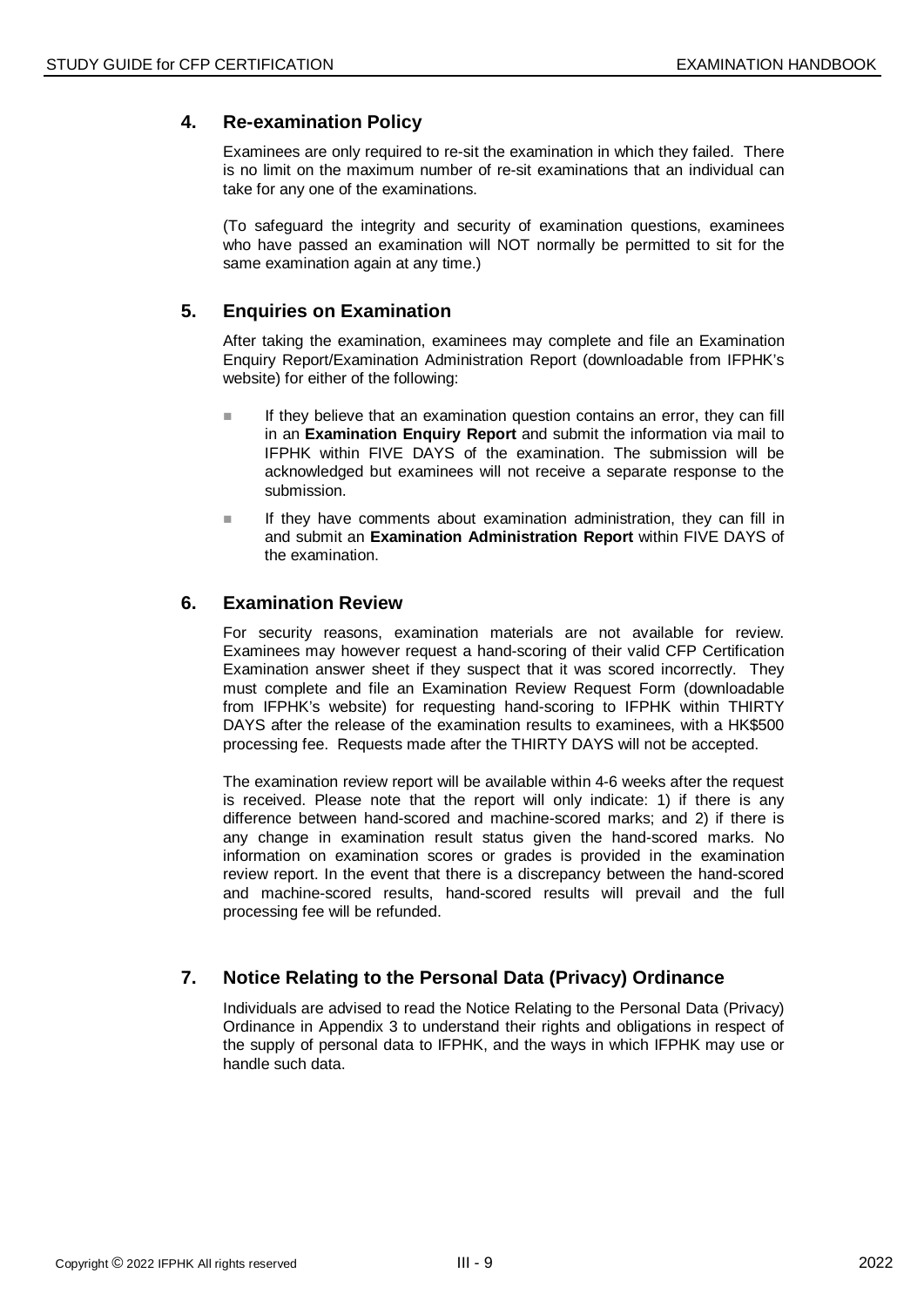## 4. Re-examination Policy

Examinees are only required to re-sit the examination in which they failed. There is no limit on the maximum number of re-sit examinations that an individual can take for any one of the examinations.

(To safeguard the integrity and security of examination questions, examinees who have passed an examination will NOT normally be permitted to sit for the same examination again at any time.)

## 5. Enquiries on Examination

After taking the examination, examinees may complete and file an Examination Enquiry Report/Examination Administration Report (downloadable from IFPHK's website) for either of the following:

- If they believe that an examination question contains an error, they can fill in an **Examination Enquiry Report** and submit the information via mail to IFPHK within FIVE DAYS of the examination. The submission will be acknowledged but examinees will not receive a separate response to the submission.
- If they have comments about examination administration, they can fill in and submit an **Examination Administration Report** within FIVE DAYS of the examination.

## 6. Examination Review

For security reasons, examination materials are not available for review. Examinees may however request a hand-scoring of their valid CFP Certification Examination answer sheet if they suspect that it was scored incorrectly. They must complete and file an Examination Review Request Form (downloadable from IFPHK's website) for requesting hand-scoring to IFPHK within THIRTY DAYS after the release of the examination results to examinees, with a HK$500 processing fee. Requests made after the THIRTY DAYS will not be accepted.

The examination review report will be available within 4-6 weeks after the request is received. Please note that the report will only indicate: 1) if there is any difference between hand-scored and machine-scored marks; and 2) if there is any change in examination result status given the hand-scored marks. No information on examination scores or grades is provided in the examination review report. In the event that there is a discrepancy between the hand-scored and machine-scored results, hand-scored results will prevail and the full processing fee will be refunded.

## 7. Notice Relating to the Personal Data (Privacy) Ordinance

Individuals are advised to read the Notice Relating to the Personal Data (Privacy) Ordinance in Appendix 3 to understand their rights and obligations in respect of the supply of personal data to IFPHK, and the ways in which IFPHK may use or handle such data.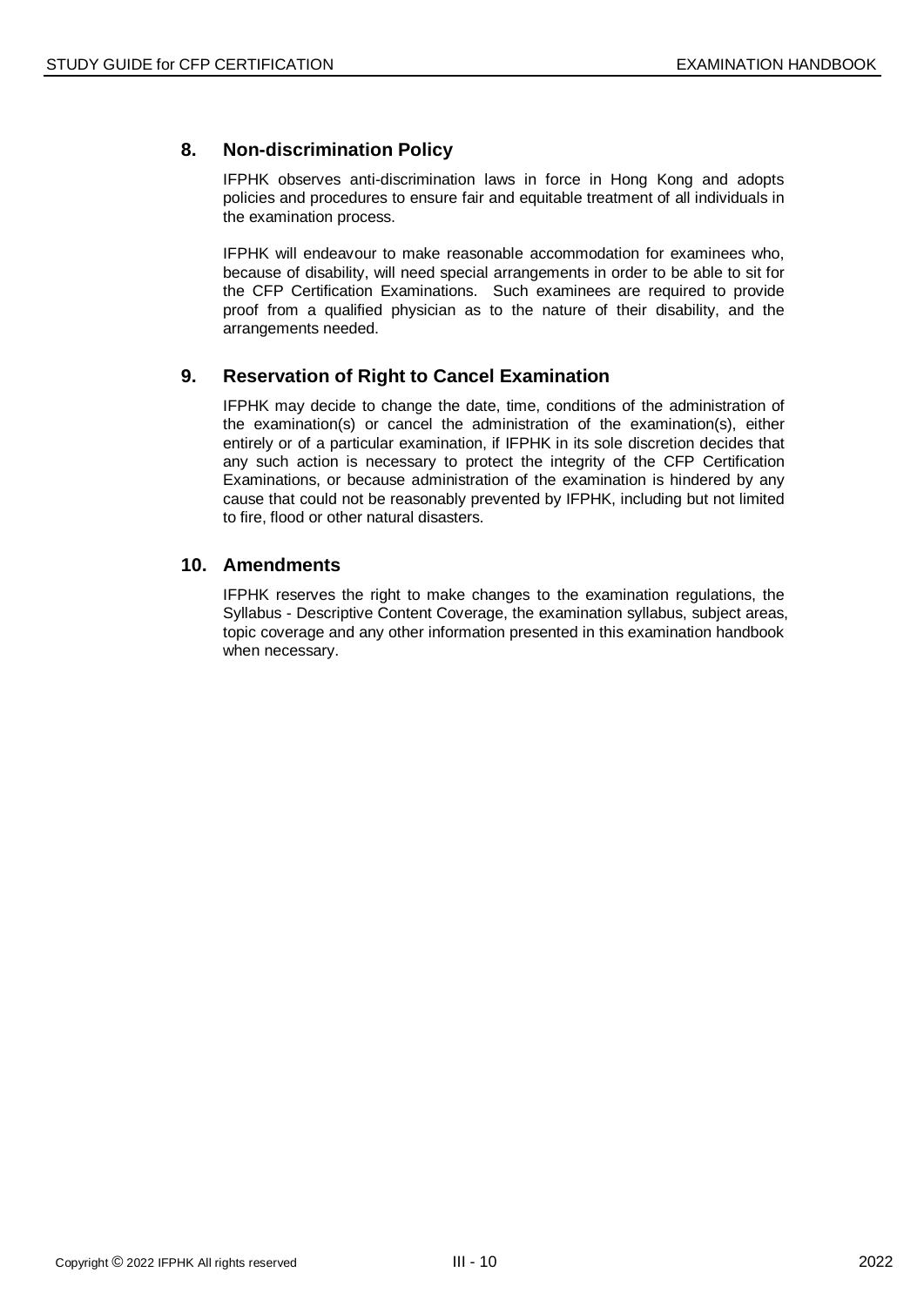## 8. Non-discrimination Policy

IFPHK observes anti-discrimination laws in force in Hong Kong and adopts policies and procedures to ensure fair and equitable treatment of all individuals in the examination process.

IFPHK will endeavour to make reasonable accommodation for examinees who, because of disability, will need special arrangements in order to be able to sit for the CFP Certification Examinations. Such examinees are required to provide proof from a qualified physician as to the nature of their disability, and the arrangements needed.

## 9. Reservation of Right to Cancel Examination

IFPHK may decide to change the date, time, conditions of the administration of the examination(s) or cancel the administration of the examination(s), either entirely or of a particular examination, if IFPHK in its sole discretion decides that any such action is necessary to protect the integrity of the CFP Certification Examinations, or because administration of the examination is hindered by any cause that could not be reasonably prevented by IFPHK, including but not limited to fire, flood or other natural disasters.

## 10. Amendments

IFPHK reserves the right to make changes to the examination regulations, the Syllabus - Descriptive Content Coverage, the examination syllabus, subject areas, topic coverage and any other information presented in this examination handbook when necessary.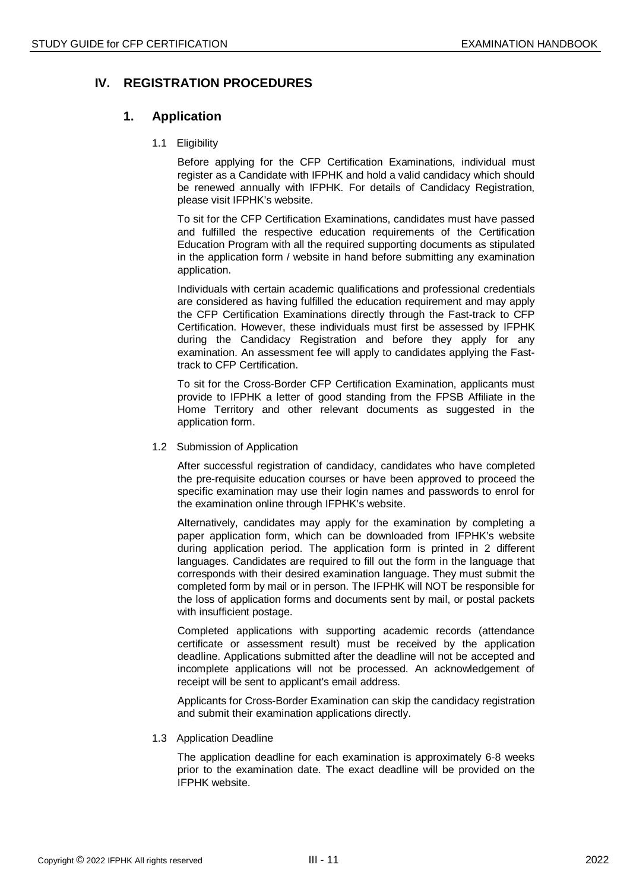# IV. REGISTRATION PROCEDURES

## 1. Application

### 1.1 Eligibility

Before applying for the CFP Certification Examinations, individual must register as a Candidate with IFPHK and hold a valid candidacy which should be renewed annually with IFPHK. For details of Candidacy Registration, please visit IFPHK's website.

To sit for the CFP Certification Examinations, candidates must have passed and fulfilled the respective education requirements of the Certification Education Program with all the required supporting documents as stipulated in the application form / website in hand before submitting any examination application.

Individuals with certain academic qualifications and professional credentials are considered as having fulfilled the education requirement and may apply the CFP Certification Examinations directly through the Fast-track to CFP Certification. However, these individuals must first be assessed by IFPHK during the Candidacy Registration and before they apply for any examination. An assessment fee will apply to candidates applying the Fast-track to CFP Certification.

To sit for the Cross-Border CFP Certification Examination, applicants must provide to IFPHK a letter of good standing from the FPSB Affiliate in the Home Territory and other relevant documents as suggested in the application form.

### 1.2 Submission of Application

After successful registration of candidacy, candidates who have completed the pre-requisite education courses or have been approved to proceed the specific examination may use their login names and passwords to enrol for the examination online through IFPHK's website.

Alternatively, candidates may apply for the examination by completing a paper application form, which can be downloaded from IFPHK's website during application period. The application form is printed in 2 different languages. Candidates are required to fill out the form in the language that corresponds with their desired examination language. They must submit the completed form by mail or in person. The IFPHK will NOT be responsible for the loss of application forms and documents sent by mail, or postal packets with insufficient postage.

Completed applications with supporting academic records (attendance certificate or assessment result) must be received by the application deadline. Applications submitted after the deadline will not be accepted and incomplete applications will not be processed. An acknowledgement of receipt will be sent to applicant's email address.

Applicants for Cross-Border Examination can skip the candidacy registration and submit their examination applications directly.

### 1.3 Application Deadline

The application deadline for each examination is approximately 6-8 weeks prior to the examination date. The exact deadline will be provided on the IFPHK website.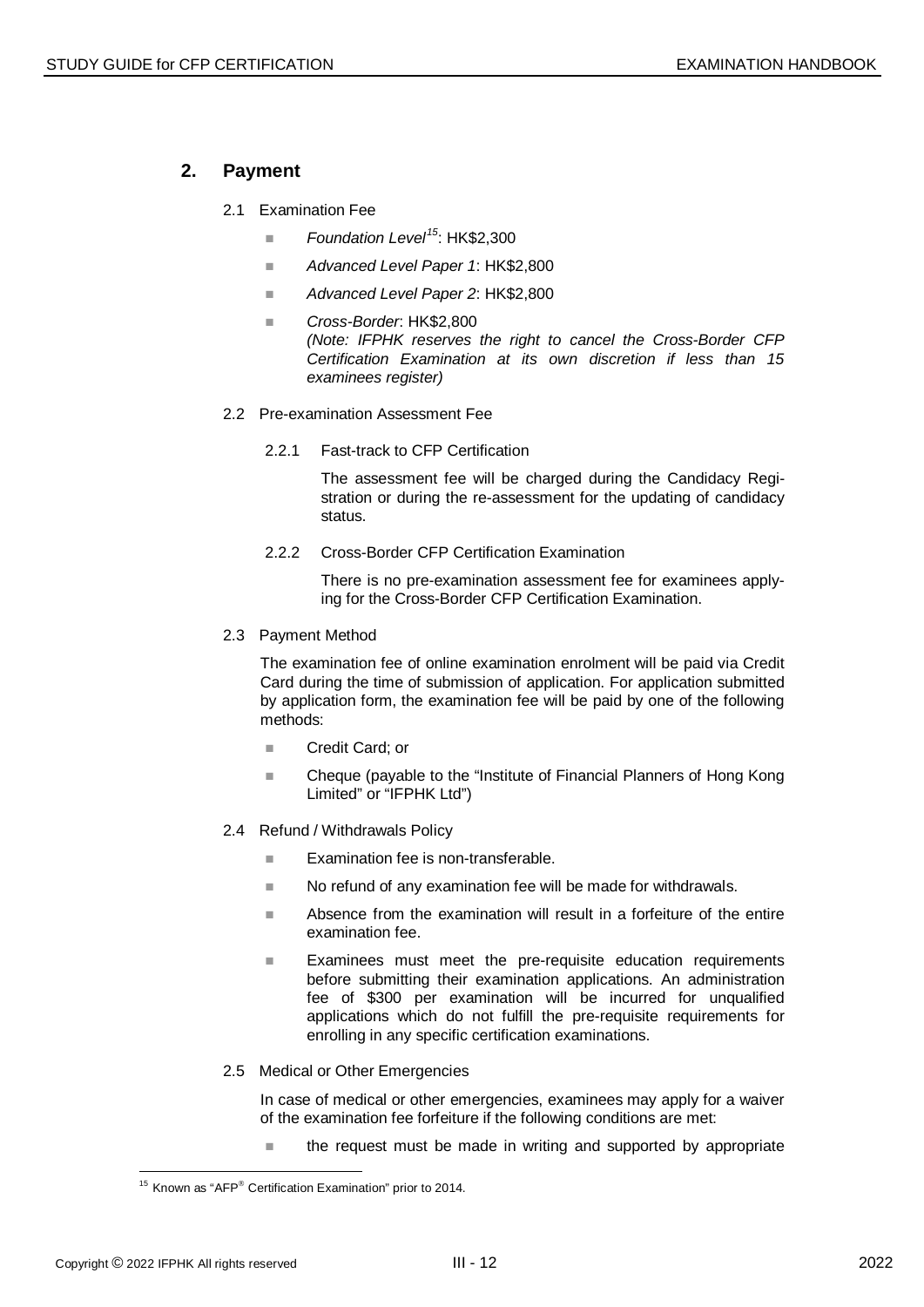## 2. Payment

2.1 Examination Fee

- *Foundation Level*[15]: HK$2,300
- *Advanced Level Paper 1*: HK$2,800
- *Advanced Level Paper 2*: HK$2,800
- *Cross-Border*: HK$2,800
  *(Note: IFPHK reserves the right to cancel the Cross-Border CFP Certification Examination at its own discretion if less than 15 examinees register)*

2.2 Pre-examination Assessment Fee

2.2.1 Fast-track to CFP Certification

The assessment fee will be charged during the Candidacy Registration or during the re-assessment for the updating of candidacy status.

2.2.2 Cross-Border CFP Certification Examination

There is no pre-examination assessment fee for examinees applying for the Cross-Border CFP Certification Examination.

2.3 Payment Method

The examination fee of online examination enrolment will be paid via Credit Card during the time of submission of application. For application submitted by application form, the examination fee will be paid by one of the following methods:

- Credit Card; or
- Cheque (payable to the "Institute of Financial Planners of Hong Kong Limited" or "IFPHK Ltd")

2.4 Refund / Withdrawals Policy

- Examination fee is non-transferable.
- No refund of any examination fee will be made for withdrawals.
- Absence from the examination will result in a forfeiture of the entire examination fee.
- Examinees must meet the pre-requisite education requirements before submitting their examination applications. An administration fee of $300 per examination will be incurred for unqualified applications which do not fulfill the pre-requisite requirements for enrolling in any specific certification examinations.

2.5 Medical or Other Emergencies

In case of medical or other emergencies, examinees may apply for a waiver of the examination fee forfeiture if the following conditions are met:

- the request must be made in writing and supported by appropriate

---

[15] Known as "AFP® Certification Examination" prior to 2014.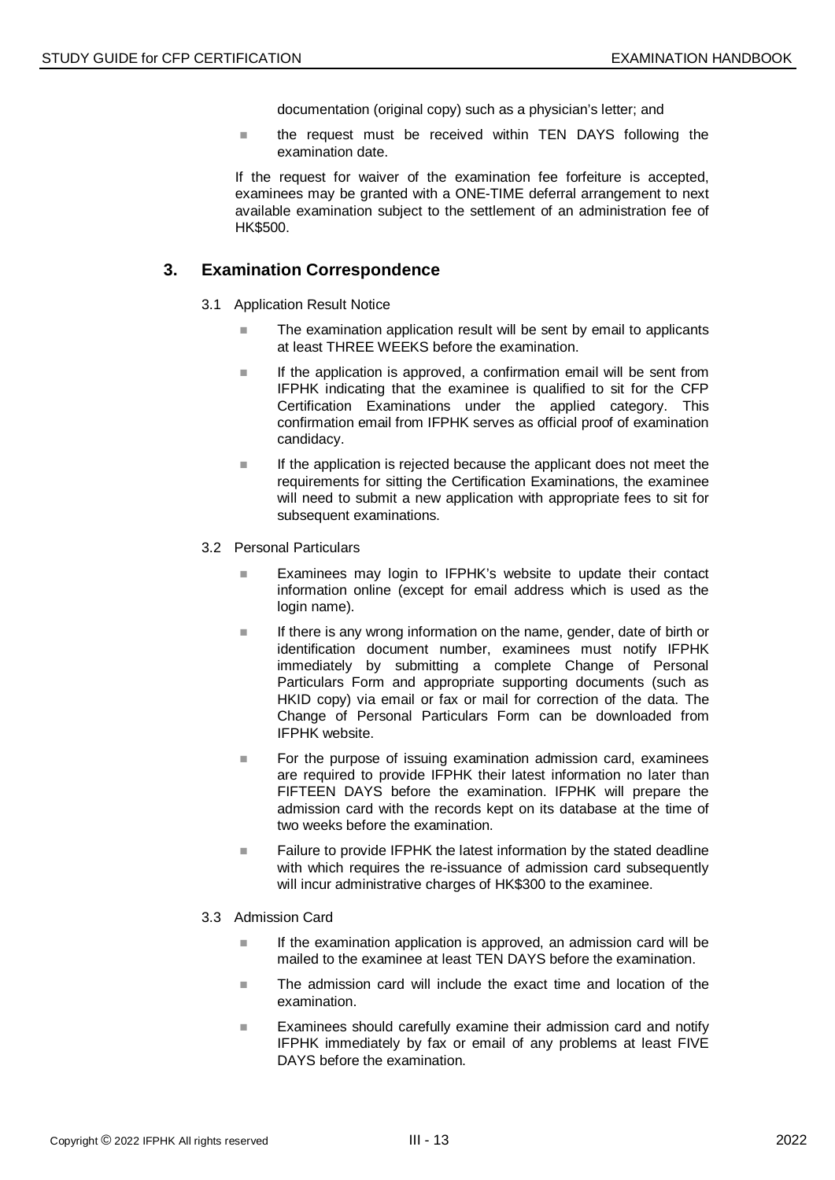documentation (original copy) such as a physician's letter; and

- the request must be received within TEN DAYS following the examination date.

If the request for waiver of the examination fee forfeiture is accepted, examinees may be granted with a ONE-TIME deferral arrangement to next available examination subject to the settlement of an administration fee of HK$500.

## 3. Examination Correspondence

### 3.1 Application Result Notice

- The examination application result will be sent by email to applicants at least THREE WEEKS before the examination.
- If the application is approved, a confirmation email will be sent from IFPHK indicating that the examinee is qualified to sit for the CFP Certification Examinations under the applied category. This confirmation email from IFPHK serves as official proof of examination candidacy.
- If the application is rejected because the applicant does not meet the requirements for sitting the Certification Examinations, the examinee will need to submit a new application with appropriate fees to sit for subsequent examinations.

### 3.2 Personal Particulars

- Examinees may login to IFPHK's website to update their contact information online (except for email address which is used as the login name).
- If there is any wrong information on the name, gender, date of birth or identification document number, examinees must notify IFPHK immediately by submitting a complete Change of Personal Particulars Form and appropriate supporting documents (such as HKID copy) via email or fax or mail for correction of the data. The Change of Personal Particulars Form can be downloaded from IFPHK website.
- For the purpose of issuing examination admission card, examinees are required to provide IFPHK their latest information no later than FIFTEEN DAYS before the examination. IFPHK will prepare the admission card with the records kept on its database at the time of two weeks before the examination.
- Failure to provide IFPHK the latest information by the stated deadline with which requires the re-issuance of admission card subsequently will incur administrative charges of HK$300 to the examinee.

### 3.3 Admission Card

- If the examination application is approved, an admission card will be mailed to the examinee at least TEN DAYS before the examination.
- The admission card will include the exact time and location of the examination.
- Examinees should carefully examine their admission card and notify IFPHK immediately by fax or email of any problems at least FIVE DAYS before the examination.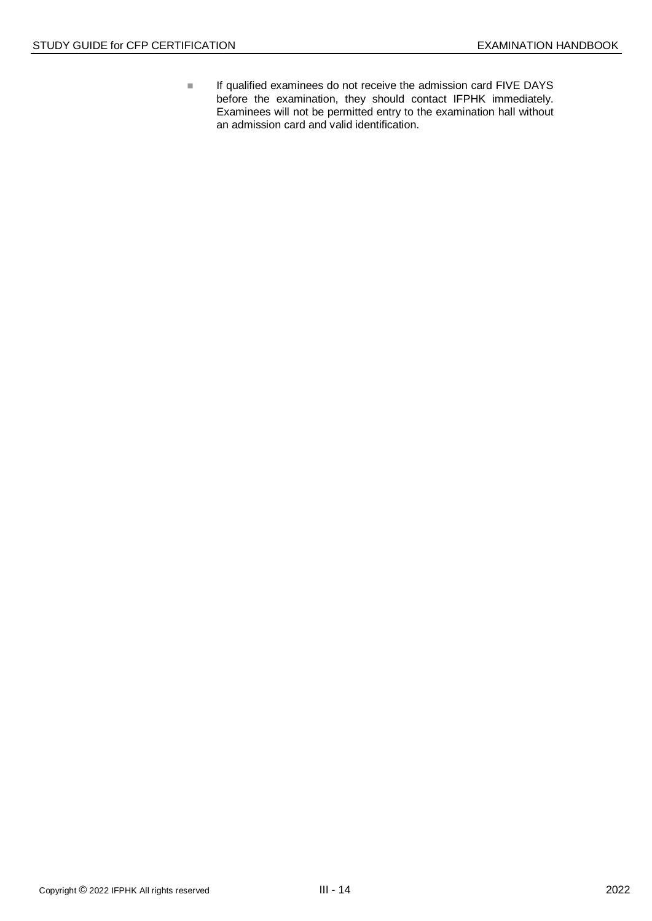- If qualified examinees do not receive the admission card FIVE DAYS before the examination, they should contact IFPHK immediately. Examinees will not be permitted entry to the examination hall without an admission card and valid identification.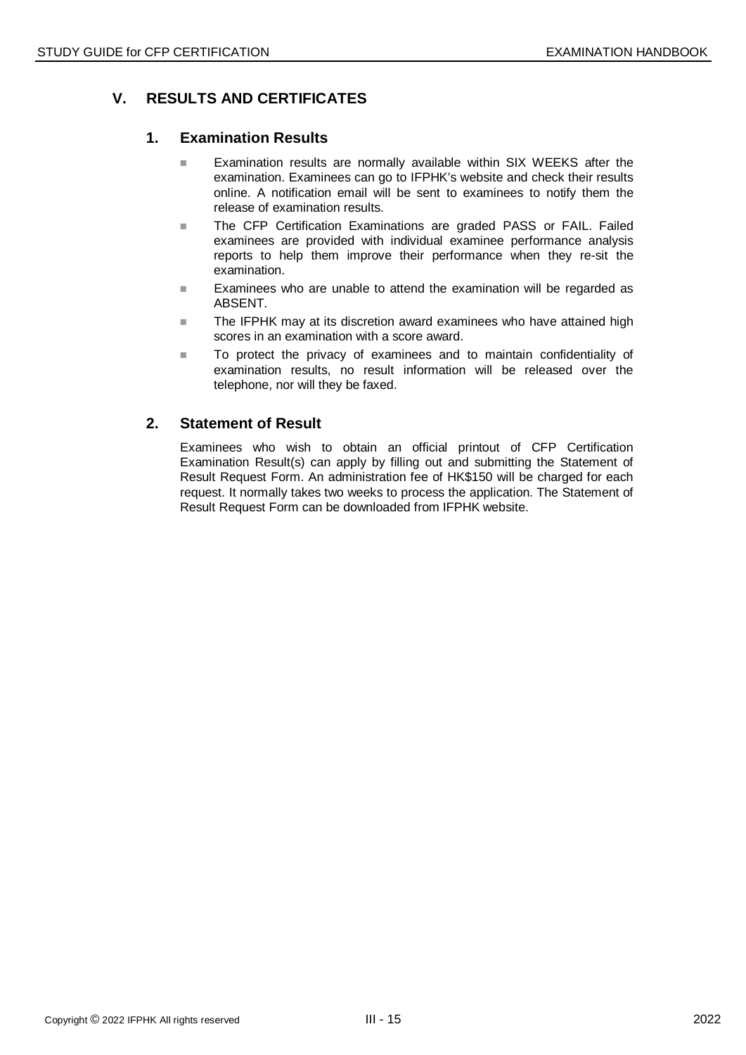## V. RESULTS AND CERTIFICATES

### 1. Examination Results

- Examination results are normally available within SIX WEEKS after the examination. Examinees can go to IFPHK's website and check their results online. A notification email will be sent to examinees to notify them the release of examination results.
- The CFP Certification Examinations are graded PASS or FAIL. Failed examinees are provided with individual examinee performance analysis reports to help them improve their performance when they re-sit the examination.
- Examinees who are unable to attend the examination will be regarded as ABSENT.
- The IFPHK may at its discretion award examinees who have attained high scores in an examination with a score award.
- To protect the privacy of examinees and to maintain confidentiality of examination results, no result information will be released over the telephone, nor will they be faxed.

### 2. Statement of Result

Examinees who wish to obtain an official printout of CFP Certification Examination Result(s) can apply by filling out and submitting the Statement of Result Request Form. An administration fee of HK$150 will be charged for each request. It normally takes two weeks to process the application. The Statement of Result Request Form can be downloaded from IFPHK website.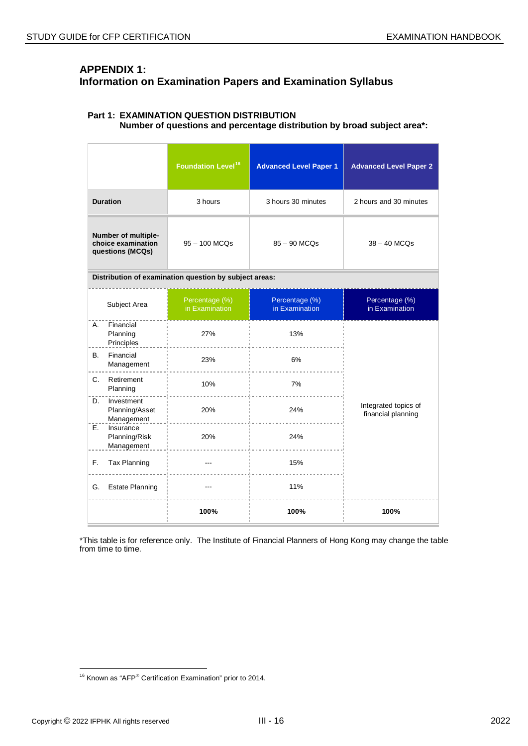## APPENDIX 1:
## Information on Examination Papers and Examination Syllabus

### Part 1: EXAMINATION QUESTION DISTRIBUTION
**Number of questions and percentage distribution by broad subject area*:**

| | Foundation Level[16] | Advanced Level Paper 1 | Advanced Level Paper 2 |
|---|---|---|---|
| **Duration** | 3 hours | 3 hours 30 minutes | 2 hours and 30 minutes |
| **Number of multiple-choice examination questions (MCQs)** | 95 – 100 MCQs | 85 – 90 MCQs | 38 – 40 MCQs |
| **Distribution of examination question by subject areas:** | | | |
| Subject Area | Percentage (%) in Examination | Percentage (%) in Examination | Percentage (%) in Examination |
| A. Financial Planning Principles | 27% | 13% | Integrated topics of financial planning |
| B. Financial Management | 23% | 6% | |
| C. Retirement Planning | 10% | 7% | |
| D. Investment Planning/Asset Management | 20% | 24% | |
| E. Insurance Planning/Risk Management | 20% | 24% | |
| F. Tax Planning | --- | 15% | |
| G. Estate Planning | --- | 11% | |
| | **100%** | **100%** | **100%** |

*This table is for reference only. The Institute of Financial Planners of Hong Kong may change the table from time to time.

[16] Known as "AFP® Certification Examination" prior to 2014.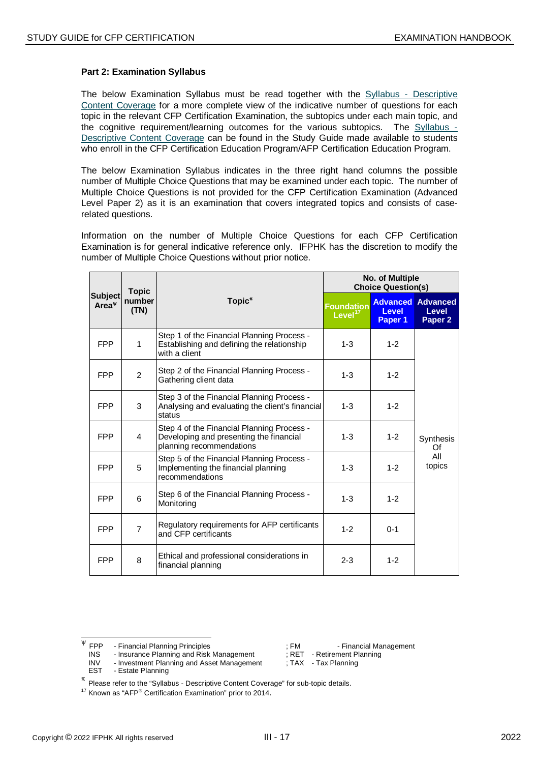**Part 2: Examination Syllabus**

The below Examination Syllabus must be read together with the Syllabus - Descriptive Content Coverage for a more complete view of the indicative number of questions for each topic in the relevant CFP Certification Examination, the subtopics under each main topic, and the cognitive requirement/learning outcomes for the various subtopics. The Syllabus - Descriptive Content Coverage can be found in the Study Guide made available to students who enroll in the CFP Certification Education Program/AFP Certification Education Program.

The below Examination Syllabus indicates in the three right hand columns the possible number of Multiple Choice Questions that may be examined under each topic. The number of Multiple Choice Questions is not provided for the CFP Certification Examination (Advanced Level Paper 2) as it is an examination that covers integrated topics and consists of case-related questions.

Information on the number of Multiple Choice Questions for each CFP Certification Examination is for general indicative reference only. IFPHK has the discretion to modify the number of Multiple Choice Questions without prior notice.

| Subject Area[Ψ] | Topic number (TN) | Topic[π] | No. of Multiple Choice Question(s) | | |
|---|---|---|---|---|---|
| | | | Foundation Level[17] | Advanced Level Paper 1 | Advanced Level Paper 2 |
| FPP | 1 | Step 1 of the Financial Planning Process - Establishing and defining the relationship with a client | 1-3 | 1-2 | Synthesis Of All topics |
| FPP | 2 | Step 2 of the Financial Planning Process - Gathering client data | 1-3 | 1-2 | |
| FPP | 3 | Step 3 of the Financial Planning Process - Analysing and evaluating the client's financial status | 1-3 | 1-2 | |
| FPP | 4 | Step 4 of the Financial Planning Process - Developing and presenting the financial planning recommendations | 1-3 | 1-2 | |
| FPP | 5 | Step 5 of the Financial Planning Process - Implementing the financial planning recommendations | 1-3 | 1-2 | |
| FPP | 6 | Step 6 of the Financial Planning Process - Monitoring | 1-3 | 1-2 | |
| FPP | 7 | Regulatory requirements for AFP certificants and CFP certificants | 1-2 | 0-1 | |
| FPP | 8 | Ethical and professional considerations in financial planning | 2-3 | 1-2 | |

[Ψ] FPP - Financial Planning Principles ; FM - Financial Management
INS - Insurance Planning and Risk Management ; RET - Retirement Planning
INV - Investment Planning and Asset Management ; TAX - Tax Planning
EST - Estate Planning

[π] Please refer to the "Syllabus - Descriptive Content Coverage" for sub-topic details.

[17] Known as "AFP® Certification Examination" prior to 2014.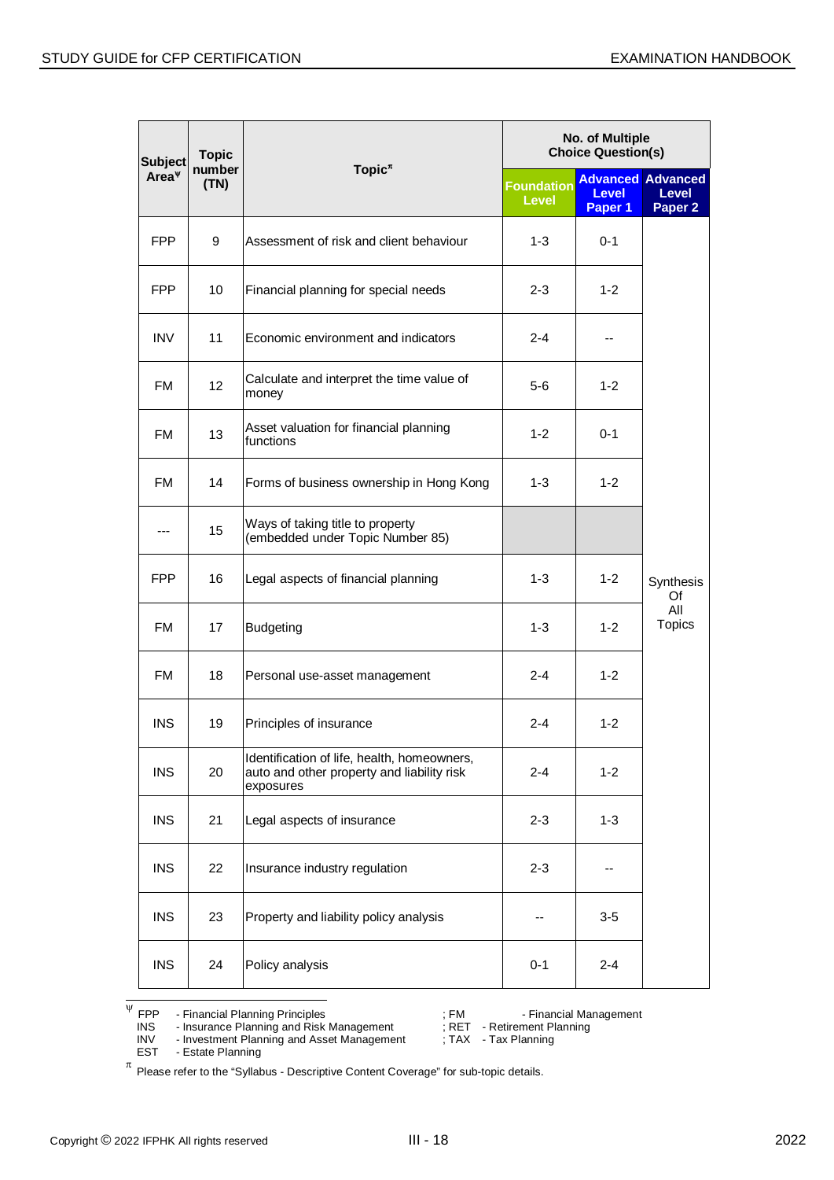| Subject Area[Ψ] | Topic number (TN) | Topic[π] | No. of Multiple Choice Question(s) | | |
|---|---|---|---|---|---|
| | | | Foundation Level | Advanced Level Paper 1 | Advanced Level Paper 2 |
| FPP | 9 | Assessment of risk and client behaviour | 1-3 | 0-1 | Synthesis Of All Topics |
| FPP | 10 | Financial planning for special needs | 2-3 | 1-2 | |
| INV | 11 | Economic environment and indicators | 2-4 | -- | |
| FM | 12 | Calculate and interpret the time value of money | 5-6 | 1-2 | |
| FM | 13 | Asset valuation for financial planning functions | 1-2 | 0-1 | |
| FM | 14 | Forms of business ownership in Hong Kong | 1-3 | 1-2 | |
| --- | 15 | Ways of taking title to property (embedded under Topic Number 85) | | | |
| FPP | 16 | Legal aspects of financial planning | 1-3 | 1-2 | |
| FM | 17 | Budgeting | 1-3 | 1-2 | |
| FM | 18 | Personal use-asset management | 2-4 | 1-2 | |
| INS | 19 | Principles of insurance | 2-4 | 1-2 | |
| INS | 20 | Identification of life, health, homeowners, auto and other property and liability risk exposures | 2-4 | 1-2 | |
| INS | 21 | Legal aspects of insurance | 2-3 | 1-3 | |
| INS | 22 | Insurance industry regulation | 2-3 | -- | |
| INS | 23 | Property and liability policy analysis | -- | 3-5 | |
| INS | 24 | Policy analysis | 0-1 | 2-4 | |

[Ψ] FPP - Financial Planning Principles ; FM - Financial Management
INS - Insurance Planning and Risk Management ; RET - Retirement Planning
INV - Investment Planning and Asset Management ; TAX - Tax Planning
EST - Estate Planning

[π] Please refer to the "Syllabus - Descriptive Content Coverage" for sub-topic details.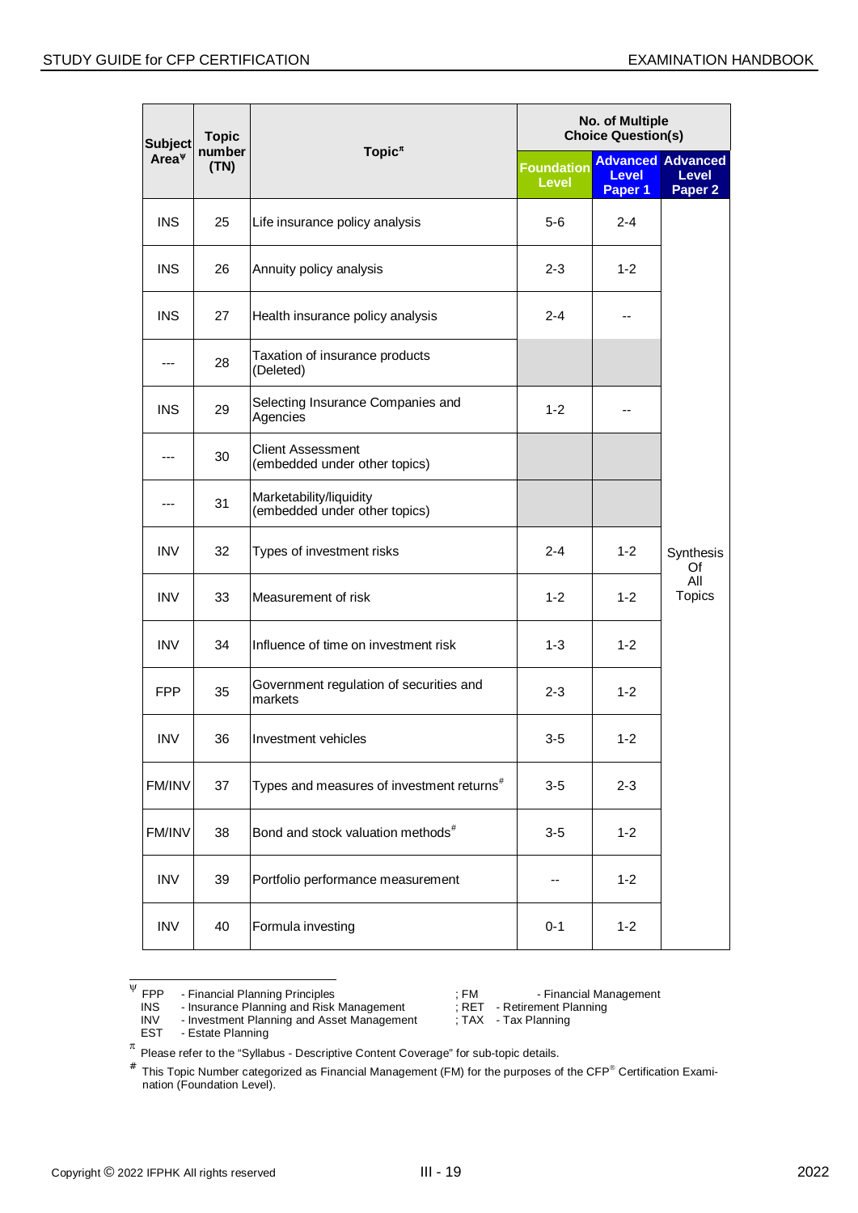| Subject Area[ψ] | Topic number (TN) | Topic[π] | No. of Multiple Choice Question(s) | | |
|---|---|---|---|---|---|
| | | | Foundation Level | Advanced Level Paper 1 | Advanced Level Paper 2 |
| INS | 25 | Life insurance policy analysis | 5-6 | 2-4 | Synthesis Of All Topics |
| INS | 26 | Annuity policy analysis | 2-3 | 1-2 | |
| INS | 27 | Health insurance policy analysis | 2-4 | -- | |
| --- | 28 | Taxation of insurance products (Deleted) | | | |
| INS | 29 | Selecting Insurance Companies and Agencies | 1-2 | -- | |
| --- | 30 | Client Assessment (embedded under other topics) | | | |
| --- | 31 | Marketability/liquidity (embedded under other topics) | | | |
| INV | 32 | Types of investment risks | 2-4 | 1-2 | |
| INV | 33 | Measurement of risk | 1-2 | 1-2 | |
| INV | 34 | Influence of time on investment risk | 1-3 | 1-2 | |
| FPP | 35 | Government regulation of securities and markets | 2-3 | 1-2 | |
| INV | 36 | Investment vehicles | 3-5 | 1-2 | |
| FM/INV | 37 | Types and measures of investment returns[#] | 3-5 | 2-3 | |
| FM/INV | 38 | Bond and stock valuation methods[#] | 3-5 | 1-2 | |
| INV | 39 | Portfolio performance measurement | -- | 1-2 | |
| INV | 40 | Formula investing | 0-1 | 1-2 | |

[ψ] FPP - Financial Planning Principles; FM - Financial Management
INS - Insurance Planning and Risk Management; RET - Retirement Planning
INV - Investment Planning and Asset Management; TAX - Tax Planning
EST - Estate Planning

[π] Please refer to the "Syllabus - Descriptive Content Coverage" for sub-topic details.

[#] This Topic Number categorized as Financial Management (FM) for the purposes of the CFP® Certification Examination (Foundation Level).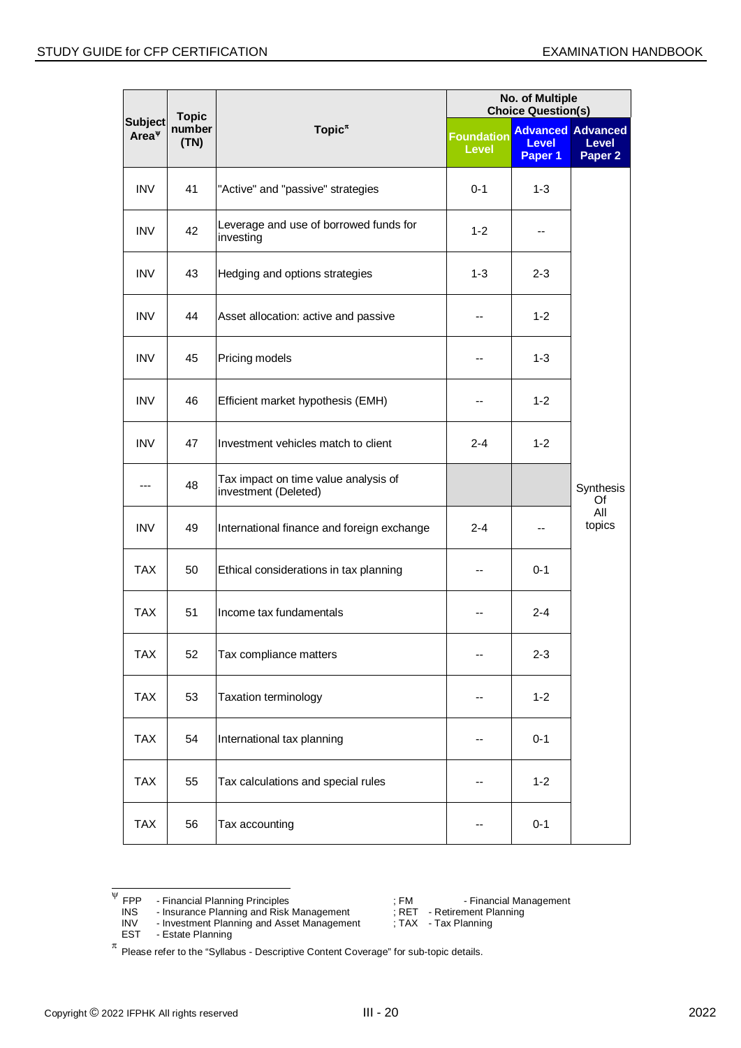| Subject Area[ψ] | Topic number (TN) | Topic[π] | No. of Multiple Choice Question(s) | | |
|---|---|---|---|---|---|
| | | | Foundation Level | Advanced Level Paper 1 | Advanced Level Paper 2 |
| INV | 41 | "Active" and "passive" strategies | 0-1 | 1-3 | Synthesis Of All topics |
| INV | 42 | Leverage and use of borrowed funds for investing | 1-2 | -- | |
| INV | 43 | Hedging and options strategies | 1-3 | 2-3 | |
| INV | 44 | Asset allocation: active and passive | -- | 1-2 | |
| INV | 45 | Pricing models | -- | 1-3 | |
| INV | 46 | Efficient market hypothesis (EMH) | -- | 1-2 | |
| INV | 47 | Investment vehicles match to client | 2-4 | 1-2 | |
| --- | 48 | Tax impact on time value analysis of investment (Deleted) | | | |
| INV | 49 | International finance and foreign exchange | 2-4 | -- | |
| TAX | 50 | Ethical considerations in tax planning | -- | 0-1 | |
| TAX | 51 | Income tax fundamentals | -- | 2-4 | |
| TAX | 52 | Tax compliance matters | -- | 2-3 | |
| TAX | 53 | Taxation terminology | -- | 1-2 | |
| TAX | 54 | International tax planning | -- | 0-1 | |
| TAX | 55 | Tax calculations and special rules | -- | 1-2 | |
| TAX | 56 | Tax accounting | -- | 0-1 | |

[ψ] FPP - Financial Planning Principles ; FM - Financial Management
INS - Insurance Planning and Risk Management ; RET - Retirement Planning
INV - Investment Planning and Asset Management ; TAX - Tax Planning
EST - Estate Planning

[π] Please refer to the "Syllabus - Descriptive Content Coverage" for sub-topic details.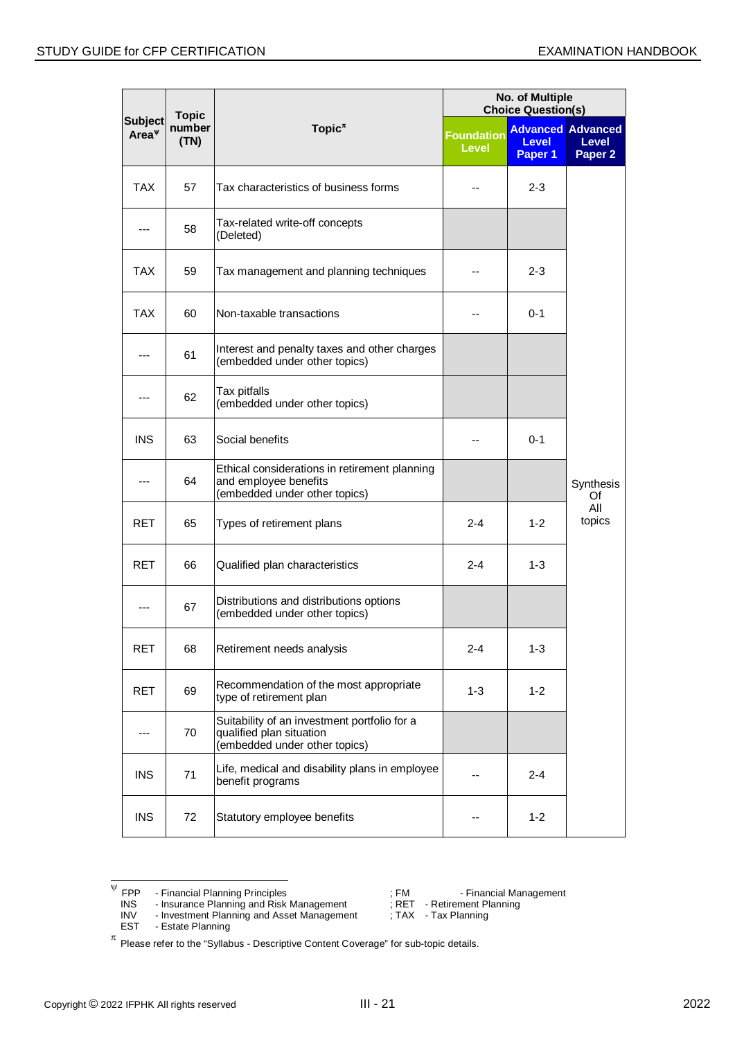| Subject Area[ψ] | Topic number (TN) | Topic[π] | No. of Multiple Choice Question(s) | | |
|---|---|---|---|---|---|
| | | | Foundation Level | Advanced Level Paper 1 | Advanced Level Paper 2 |
| TAX | 57 | Tax characteristics of business forms | -- | 2-3 | Synthesis Of All topics |
| --- | 58 | Tax-related write-off concepts (Deleted) | | | |
| TAX | 59 | Tax management and planning techniques | -- | 2-3 | |
| TAX | 60 | Non-taxable transactions | -- | 0-1 | |
| --- | 61 | Interest and penalty taxes and other charges (embedded under other topics) | | | |
| --- | 62 | Tax pitfalls (embedded under other topics) | | | |
| INS | 63 | Social benefits | -- | 0-1 | |
| --- | 64 | Ethical considerations in retirement planning and employee benefits (embedded under other topics) | | | |
| RET | 65 | Types of retirement plans | 2-4 | 1-2 | |
| RET | 66 | Qualified plan characteristics | 2-4 | 1-3 | |
| --- | 67 | Distributions and distributions options (embedded under other topics) | | | |
| RET | 68 | Retirement needs analysis | 2-4 | 1-3 | |
| RET | 69 | Recommendation of the most appropriate type of retirement plan | 1-3 | 1-2 | |
| --- | 70 | Suitability of an investment portfolio for a qualified plan situation (embedded under other topics) | | | |
| INS | 71 | Life, medical and disability plans in employee benefit programs | -- | 2-4 | |
| INS | 72 | Statutory employee benefits | -- | 1-2 | |

[ψ] FPP - Financial Planning Principles ; FM - Financial Management
INS - Insurance Planning and Risk Management ; RET - Retirement Planning
INV - Investment Planning and Asset Management ; TAX - Tax Planning
EST - Estate Planning

[π] Please refer to the "Syllabus - Descriptive Content Coverage" for sub-topic details.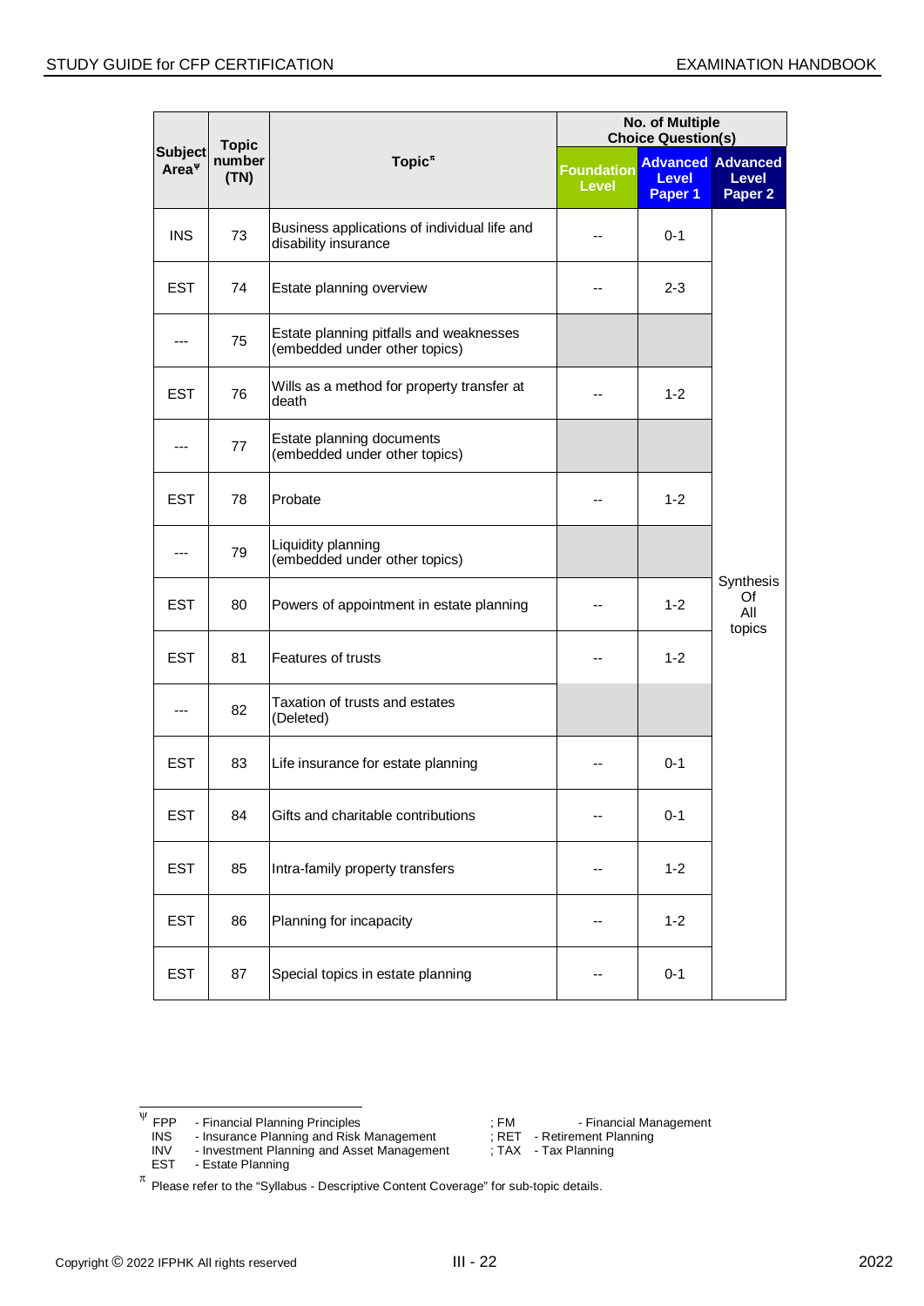| Subject Area[ψ] | Topic number (TN) | Topic[π] | No. of Multiple Choice Question(s) | | |
|---|---|---|---|---|---|
| | | | Foundation Level | Advanced Level Paper 1 | Advanced Level Paper 2 |
| INS | 73 | Business applications of individual life and disability insurance | -- | 0-1 | Synthesis Of All topics |
| EST | 74 | Estate planning overview | -- | 2-3 | |
| --- | 75 | Estate planning pitfalls and weaknesses (embedded under other topics) | | | |
| EST | 76 | Wills as a method for property transfer at death | -- | 1-2 | |
| --- | 77 | Estate planning documents (embedded under other topics) | | | |
| EST | 78 | Probate | -- | 1-2 | |
| --- | 79 | Liquidity planning (embedded under other topics) | | | |
| EST | 80 | Powers of appointment in estate planning | -- | 1-2 | |
| EST | 81 | Features of trusts | -- | 1-2 | |
| --- | 82 | Taxation of trusts and estates (Deleted) | | | |
| EST | 83 | Life insurance for estate planning | -- | 0-1 | |
| EST | 84 | Gifts and charitable contributions | -- | 0-1 | |
| EST | 85 | Intra-family property transfers | -- | 1-2 | |
| EST | 86 | Planning for incapacity | -- | 1-2 | |
| EST | 87 | Special topics in estate planning | -- | 0-1 | |

[ψ] FPP - Financial Planning Principles ; FM - Financial Management
INS - Insurance Planning and Risk Management ; RET - Retirement Planning
INV - Investment Planning and Asset Management ; TAX - Tax Planning
EST - Estate Planning

[π] Please refer to the "Syllabus - Descriptive Content Coverage" for sub-topic details.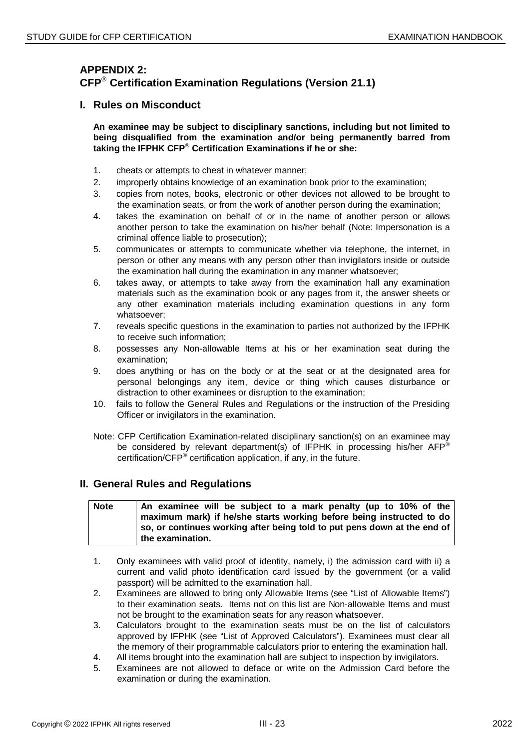## APPENDIX 2:
## CFP® Certification Examination Regulations (Version 21.1)

### I. Rules on Misconduct

**An examinee may be subject to disciplinary sanctions, including but not limited to being disqualified from the examination and/or being permanently barred from taking the IFPHK CFP® Certification Examinations if he or she:**

1. cheats or attempts to cheat in whatever manner;
2. improperly obtains knowledge of an examination book prior to the examination;
3. copies from notes, books, electronic or other devices not allowed to be brought to the examination seats, or from the work of another person during the examination;
4. takes the examination on behalf of or in the name of another person or allows another person to take the examination on his/her behalf (Note: Impersonation is a criminal offence liable to prosecution);
5. communicates or attempts to communicate whether via telephone, the internet, in person or other any means with any person other than invigilators inside or outside the examination hall during the examination in any manner whatsoever;
6. takes away, or attempts to take away from the examination hall any examination materials such as the examination book or any pages from it, the answer sheets or any other examination materials including examination questions in any form whatsoever;
7. reveals specific questions in the examination to parties not authorized by the IFPHK to receive such information;
8. possesses any Non-allowable Items at his or her examination seat during the examination;
9. does anything or has on the body or at the seat or at the designated area for personal belongings any item, device or thing which causes disturbance or distraction to other examinees or disruption to the examination;
10. fails to follow the General Rules and Regulations or the instruction of the Presiding Officer or invigilators in the examination.

Note: CFP Certification Examination-related disciplinary sanction(s) on an examinee may be considered by relevant department(s) of IFPHK in processing his/her AFP® certification/CFP® certification application, if any, in the future.

### II. General Rules and Regulations

| Note | **An examinee will be subject to a mark penalty (up to 10% of the maximum mark) if he/she starts working before being instructed to do so, or continues working after being told to put pens down at the end of the examination.** |
|---|---|

1. Only examinees with valid proof of identity, namely, i) the admission card with ii) a current and valid photo identification card issued by the government (or a valid passport) will be admitted to the examination hall.
2. Examinees are allowed to bring only Allowable Items (see "List of Allowable Items") to their examination seats. Items not on this list are Non-allowable Items and must not be brought to the examination seats for any reason whatsoever.
3. Calculators brought to the examination seats must be on the list of calculators approved by IFPHK (see "List of Approved Calculators"). Examinees must clear all the memory of their programmable calculators prior to entering the examination hall.
4. All items brought into the examination hall are subject to inspection by invigilators.
5. Examinees are not allowed to deface or write on the Admission Card before the examination or during the examination.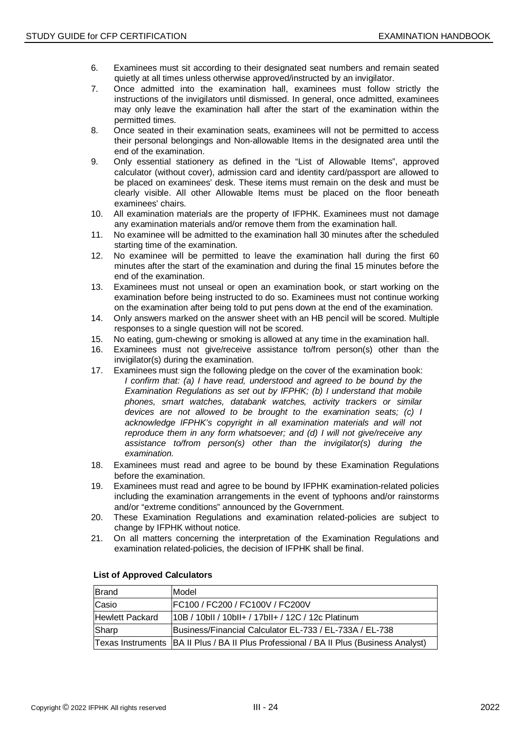6. Examinees must sit according to their designated seat numbers and remain seated quietly at all times unless otherwise approved/instructed by an invigilator.
7. Once admitted into the examination hall, examinees must follow strictly the instructions of the invigilators until dismissed. In general, once admitted, examinees may only leave the examination hall after the start of the examination within the permitted times.
8. Once seated in their examination seats, examinees will not be permitted to access their personal belongings and Non-allowable Items in the designated area until the end of the examination.
9. Only essential stationery as defined in the "List of Allowable Items", approved calculator (without cover), admission card and identity card/passport are allowed to be placed on examinees' desk. These items must remain on the desk and must be clearly visible. All other Allowable Items must be placed on the floor beneath examinees' chairs.
10. All examination materials are the property of IFPHK. Examinees must not damage any examination materials and/or remove them from the examination hall.
11. No examinee will be admitted to the examination hall 30 minutes after the scheduled starting time of the examination.
12. No examinee will be permitted to leave the examination hall during the first 60 minutes after the start of the examination and during the final 15 minutes before the end of the examination.
13. Examinees must not unseal or open an examination book, or start working on the examination before being instructed to do so. Examinees must not continue working on the examination after being told to put pens down at the end of the examination.
14. Only answers marked on the answer sheet with an HB pencil will be scored. Multiple responses to a single question will not be scored.
15. No eating, gum-chewing or smoking is allowed at any time in the examination hall.
16. Examinees must not give/receive assistance to/from person(s) other than the invigilator(s) during the examination.
17. Examinees must sign the following pledge on the cover of the examination book:
    *I confirm that: (a) I have read, understood and agreed to be bound by the Examination Regulations as set out by IFPHK; (b) I understand that mobile phones, smart watches, databank watches, activity trackers or similar devices are not allowed to be brought to the examination seats; (c) I acknowledge IFPHK's copyright in all examination materials and will not reproduce them in any form whatsoever; and (d) I will not give/receive any assistance to/from person(s) other than the invigilator(s) during the examination.*
18. Examinees must read and agree to be bound by these Examination Regulations before the examination.
19. Examinees must read and agree to be bound by IFPHK examination-related policies including the examination arrangements in the event of typhoons and/or rainstorms and/or "extreme conditions" announced by the Government.
20. These Examination Regulations and examination related-policies are subject to change by IFPHK without notice.
21. On all matters concerning the interpretation of the Examination Regulations and examination related-policies, the decision of IFPHK shall be final.

**List of Approved Calculators**

| Brand | Model |
|---|---|
| Casio | FC100 / FC200 / FC100V / FC200V |
| Hewlett Packard | 10B / 10bII / 10bII+ / 17bII+ / 12C / 12c Platinum |
| Sharp | Business/Financial Calculator EL-733 / EL-733A / EL-738 |
| Texas Instruments | BA II Plus / BA II Plus Professional / BA II Plus (Business Analyst) |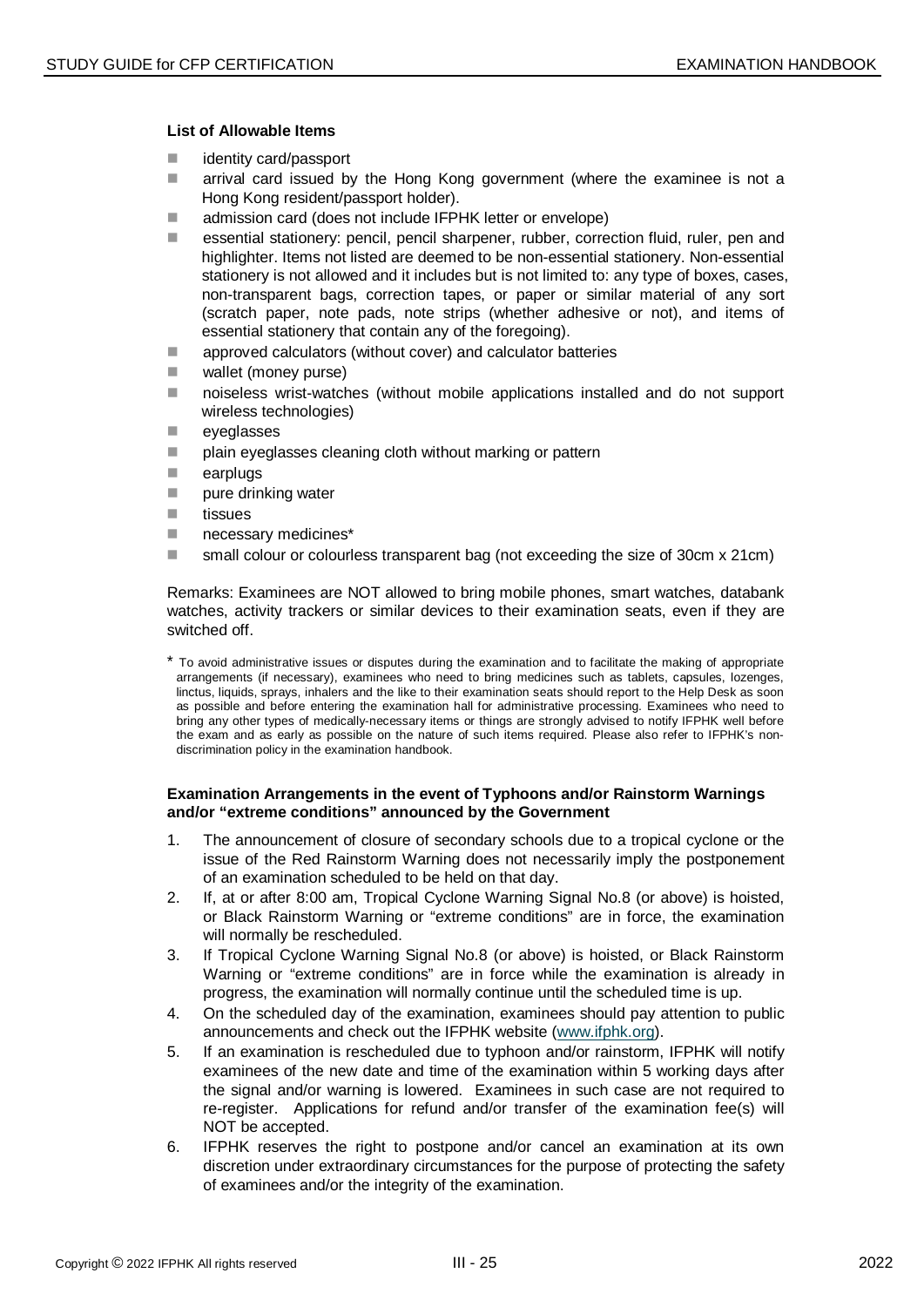**List of Allowable Items**

- identity card/passport
- arrival card issued by the Hong Kong government (where the examinee is not a Hong Kong resident/passport holder).
- admission card (does not include IFPHK letter or envelope)
- essential stationery: pencil, pencil sharpener, rubber, correction fluid, ruler, pen and highlighter. Items not listed are deemed to be non-essential stationery. Non-essential stationery is not allowed and it includes but is not limited to: any type of boxes, cases, non-transparent bags, correction tapes, or paper or similar material of any sort (scratch paper, note pads, note strips (whether adhesive or not), and items of essential stationery that contain any of the foregoing).
- approved calculators (without cover) and calculator batteries
- wallet (money purse)
- noiseless wrist-watches (without mobile applications installed and do not support wireless technologies)
- eyeglasses
- plain eyeglasses cleaning cloth without marking or pattern
- earplugs
- pure drinking water
- tissues
- necessary medicines*
- small colour or colourless transparent bag (not exceeding the size of 30cm x 21cm)

Remarks: Examinees are NOT allowed to bring mobile phones, smart watches, databank watches, activity trackers or similar devices to their examination seats, even if they are switched off.

* To avoid administrative issues or disputes during the examination and to facilitate the making of appropriate arrangements (if necessary), examinees who need to bring medicines such as tablets, capsules, lozenges, linctus, liquids, sprays, inhalers and the like to their examination seats should report to the Help Desk as soon as possible and before entering the examination hall for administrative processing. Examinees who need to bring any other types of medically-necessary items or things are strongly advised to notify IFPHK well before the exam and as early as possible on the nature of such items required. Please also refer to IFPHK's non-discrimination policy in the examination handbook.

**Examination Arrangements in the event of Typhoons and/or Rainstorm Warnings and/or "extreme conditions" announced by the Government**

1. The announcement of closure of secondary schools due to a tropical cyclone or the issue of the Red Rainstorm Warning does not necessarily imply the postponement of an examination scheduled to be held on that day.
2. If, at or after 8:00 am, Tropical Cyclone Warning Signal No.8 (or above) is hoisted, or Black Rainstorm Warning or "extreme conditions" are in force, the examination will normally be rescheduled.
3. If Tropical Cyclone Warning Signal No.8 (or above) is hoisted, or Black Rainstorm Warning or "extreme conditions" are in force while the examination is already in progress, the examination will normally continue until the scheduled time is up.
4. On the scheduled day of the examination, examinees should pay attention to public announcements and check out the IFPHK website (www.ifphk.org).
5. If an examination is rescheduled due to typhoon and/or rainstorm, IFPHK will notify examinees of the new date and time of the examination within 5 working days after the signal and/or warning is lowered. Examinees in such case are not required to re-register. Applications for refund and/or transfer of the examination fee(s) will NOT be accepted.
6. IFPHK reserves the right to postpone and/or cancel an examination at its own discretion under extraordinary circumstances for the purpose of protecting the safety of examinees and/or the integrity of the examination.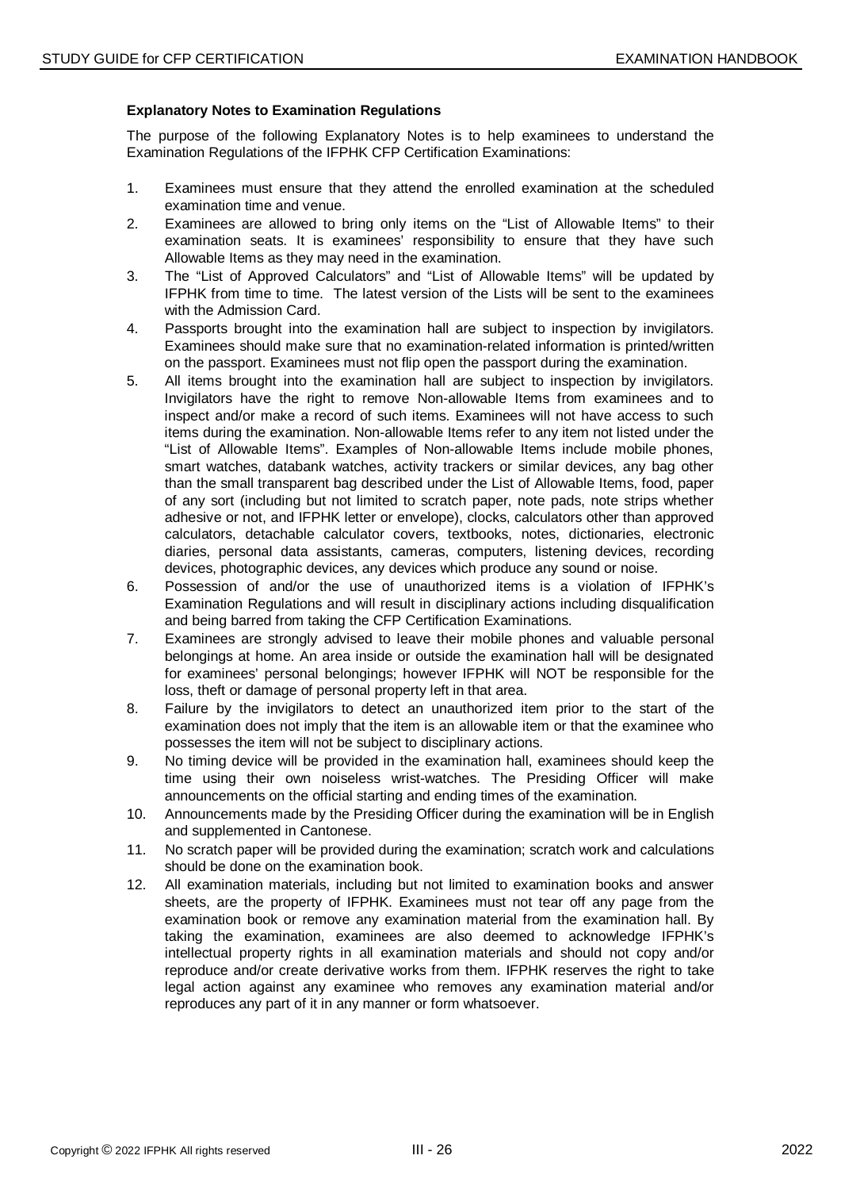**Explanatory Notes to Examination Regulations**

The purpose of the following Explanatory Notes is to help examinees to understand the Examination Regulations of the IFPHK CFP Certification Examinations:

1. Examinees must ensure that they attend the enrolled examination at the scheduled examination time and venue.
2. Examinees are allowed to bring only items on the "List of Allowable Items" to their examination seats. It is examinees' responsibility to ensure that they have such Allowable Items as they may need in the examination.
3. The "List of Approved Calculators" and "List of Allowable Items" will be updated by IFPHK from time to time. The latest version of the Lists will be sent to the examinees with the Admission Card.
4. Passports brought into the examination hall are subject to inspection by invigilators. Examinees should make sure that no examination-related information is printed/written on the passport. Examinees must not flip open the passport during the examination.
5. All items brought into the examination hall are subject to inspection by invigilators. Invigilators have the right to remove Non-allowable Items from examinees and to inspect and/or make a record of such items. Examinees will not have access to such items during the examination. Non-allowable Items refer to any item not listed under the "List of Allowable Items". Examples of Non-allowable Items include mobile phones, smart watches, databank watches, activity trackers or similar devices, any bag other than the small transparent bag described under the List of Allowable Items, food, paper of any sort (including but not limited to scratch paper, note pads, note strips whether adhesive or not, and IFPHK letter or envelope), clocks, calculators other than approved calculators, detachable calculator covers, textbooks, notes, dictionaries, electronic diaries, personal data assistants, cameras, computers, listening devices, recording devices, photographic devices, any devices which produce any sound or noise.
6. Possession of and/or the use of unauthorized items is a violation of IFPHK's Examination Regulations and will result in disciplinary actions including disqualification and being barred from taking the CFP Certification Examinations.
7. Examinees are strongly advised to leave their mobile phones and valuable personal belongings at home. An area inside or outside the examination hall will be designated for examinees' personal belongings; however IFPHK will NOT be responsible for the loss, theft or damage of personal property left in that area.
8. Failure by the invigilators to detect an unauthorized item prior to the start of the examination does not imply that the item is an allowable item or that the examinee who possesses the item will not be subject to disciplinary actions.
9. No timing device will be provided in the examination hall, examinees should keep the time using their own noiseless wrist-watches. The Presiding Officer will make announcements on the official starting and ending times of the examination.
10. Announcements made by the Presiding Officer during the examination will be in English and supplemented in Cantonese.
11. No scratch paper will be provided during the examination; scratch work and calculations should be done on the examination book.
12. All examination materials, including but not limited to examination books and answer sheets, are the property of IFPHK. Examinees must not tear off any page from the examination book or remove any examination material from the examination hall. By taking the examination, examinees are also deemed to acknowledge IFPHK's intellectual property rights in all examination materials and should not copy and/or reproduce and/or create derivative works from them. IFPHK reserves the right to take legal action against any examinee who removes any examination material and/or reproduces any part of it in any manner or form whatsoever.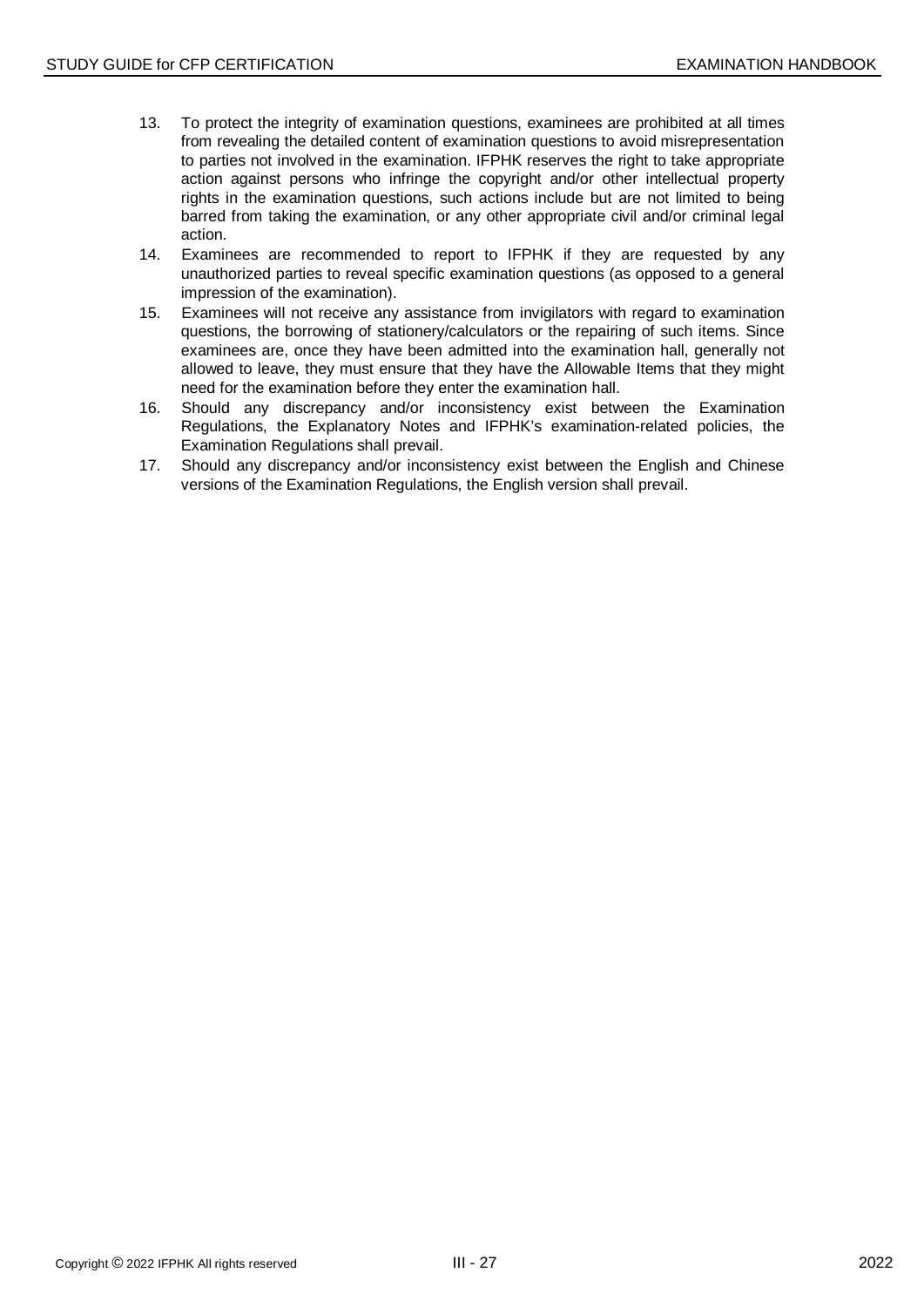13. To protect the integrity of examination questions, examinees are prohibited at all times from revealing the detailed content of examination questions to avoid misrepresentation to parties not involved in the examination. IFPHK reserves the right to take appropriate action against persons who infringe the copyright and/or other intellectual property rights in the examination questions, such actions include but are not limited to being barred from taking the examination, or any other appropriate civil and/or criminal legal action.
14. Examinees are recommended to report to IFPHK if they are requested by any unauthorized parties to reveal specific examination questions (as opposed to a general impression of the examination).
15. Examinees will not receive any assistance from invigilators with regard to examination questions, the borrowing of stationery/calculators or the repairing of such items. Since examinees are, once they have been admitted into the examination hall, generally not allowed to leave, they must ensure that they have the Allowable Items that they might need for the examination before they enter the examination hall.
16. Should any discrepancy and/or inconsistency exist between the Examination Regulations, the Explanatory Notes and IFPHK's examination-related policies, the Examination Regulations shall prevail.
17. Should any discrepancy and/or inconsistency exist between the English and Chinese versions of the Examination Regulations, the English version shall prevail.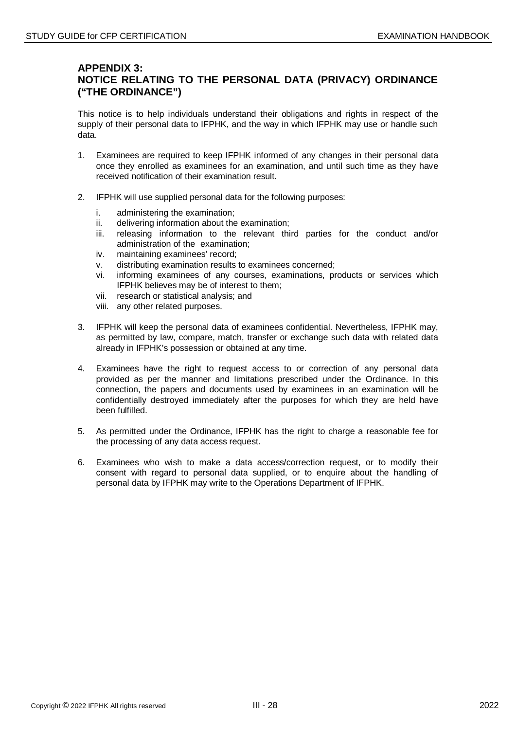## APPENDIX 3:
## NOTICE RELATING TO THE PERSONAL DATA (PRIVACY) ORDINANCE ("THE ORDINANCE")

This notice is to help individuals understand their obligations and rights in respect of the supply of their personal data to IFPHK, and the way in which IFPHK may use or handle such data.

1. Examinees are required to keep IFPHK informed of any changes in their personal data once they enrolled as examinees for an examination, and until such time as they have received notification of their examination result.

2. IFPHK will use supplied personal data for the following purposes:

   i. administering the examination;
   ii. delivering information about the examination;
   iii. releasing information to the relevant third parties for the conduct and/or administration of the examination;
   iv. maintaining examinees' record;
   v. distributing examination results to examinees concerned;
   vi. informing examinees of any courses, examinations, products or services which IFPHK believes may be of interest to them;
   vii. research or statistical analysis; and
   viii. any other related purposes.

3. IFPHK will keep the personal data of examinees confidential. Nevertheless, IFPHK may, as permitted by law, compare, match, transfer or exchange such data with related data already in IFPHK's possession or obtained at any time.

4. Examinees have the right to request access to or correction of any personal data provided as per the manner and limitations prescribed under the Ordinance. In this connection, the papers and documents used by examinees in an examination will be confidentially destroyed immediately after the purposes for which they are held have been fulfilled.

5. As permitted under the Ordinance, IFPHK has the right to charge a reasonable fee for the processing of any data access request.

6. Examinees who wish to make a data access/correction request, or to modify their consent with regard to personal data supplied, or to enquire about the handling of personal data by IFPHK may write to the Operations Department of IFPHK.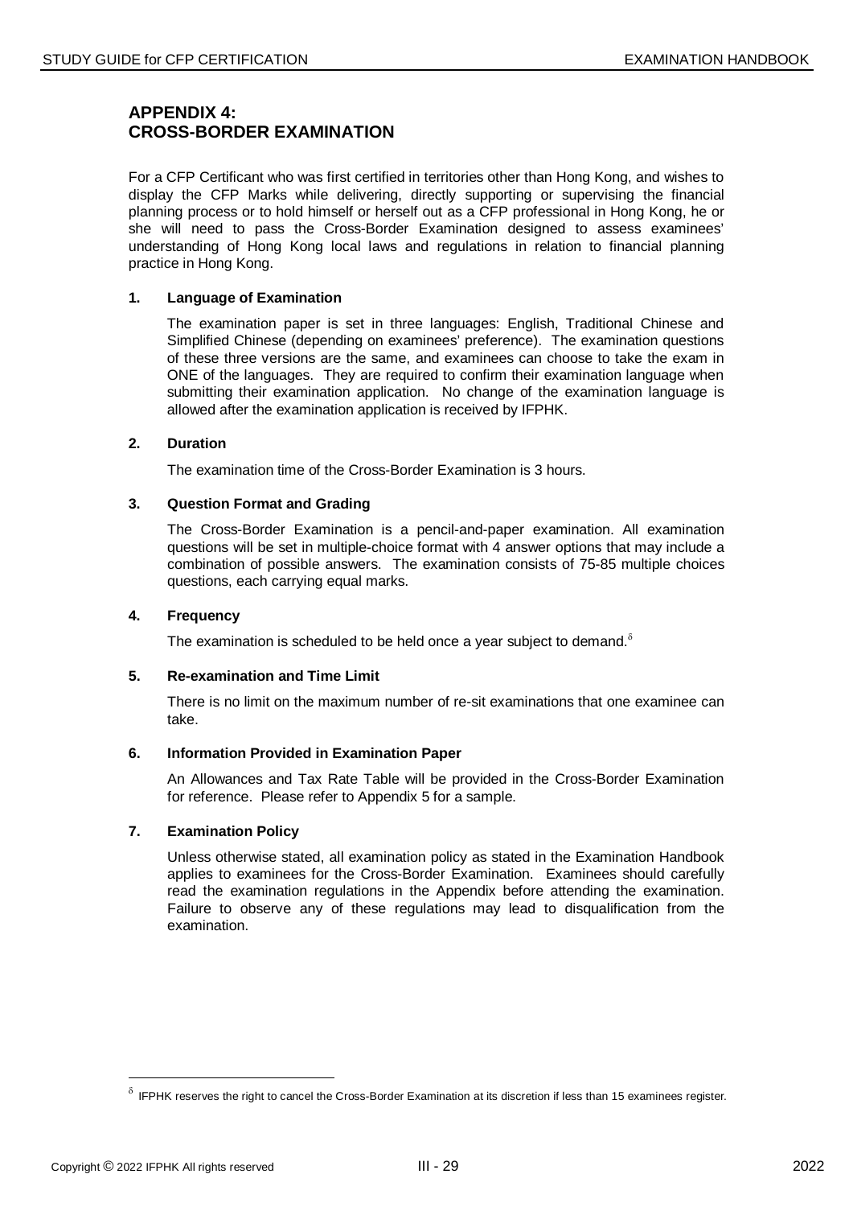## APPENDIX 4: CROSS-BORDER EXAMINATION

For a CFP Certificant who was first certified in territories other than Hong Kong, and wishes to display the CFP Marks while delivering, directly supporting or supervising the financial planning process or to hold himself or herself out as a CFP professional in Hong Kong, he or she will need to pass the Cross-Border Examination designed to assess examinees' understanding of Hong Kong local laws and regulations in relation to financial planning practice in Hong Kong.

### 1. Language of Examination

The examination paper is set in three languages: English, Traditional Chinese and Simplified Chinese (depending on examinees' preference). The examination questions of these three versions are the same, and examinees can choose to take the exam in ONE of the languages. They are required to confirm their examination language when submitting their examination application. No change of the examination language is allowed after the examination application is received by IFPHK.

### 2. Duration

The examination time of the Cross-Border Examination is 3 hours.

### 3. Question Format and Grading

The Cross-Border Examination is a pencil-and-paper examination. All examination questions will be set in multiple-choice format with 4 answer options that may include a combination of possible answers. The examination consists of 75-85 multiple choices questions, each carrying equal marks.

### 4. Frequency

The examination is scheduled to be held once a year subject to demand.[δ]

### 5. Re-examination and Time Limit

There is no limit on the maximum number of re-sit examinations that one examinee can take.

### 6. Information Provided in Examination Paper

An Allowances and Tax Rate Table will be provided in the Cross-Border Examination for reference. Please refer to Appendix 5 for a sample.

### 7. Examination Policy

Unless otherwise stated, all examination policy as stated in the Examination Handbook applies to examinees for the Cross-Border Examination. Examinees should carefully read the examination regulations in the Appendix before attending the examination. Failure to observe any of these regulations may lead to disqualification from the examination.

---

[δ] IFPHK reserves the right to cancel the Cross-Border Examination at its discretion if less than 15 examinees register.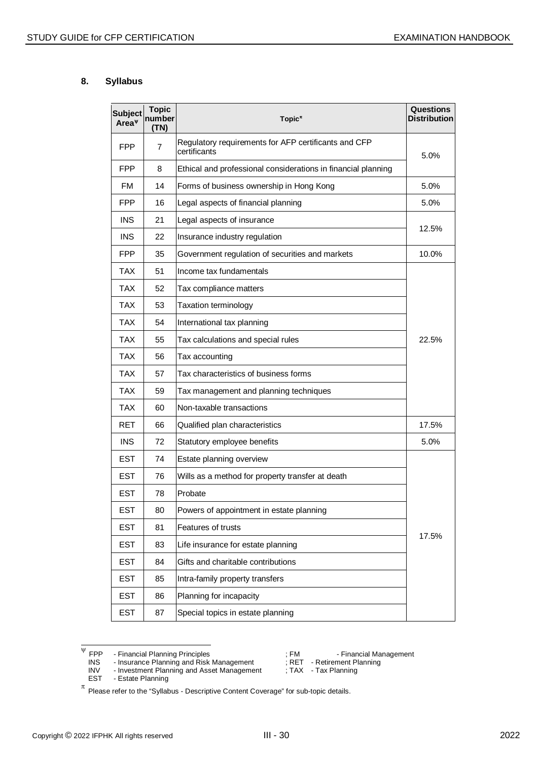## 8. Syllabus

| Subject Area[ψ] | Topic number (TN) | Topic[π] | Questions Distribution |
|---|---|---|---|
| FPP | 7 | Regulatory requirements for AFP certificants and CFP certificants | 5.0% |
| FPP | 8 | Ethical and professional considerations in financial planning | |
| FM | 14 | Forms of business ownership in Hong Kong | 5.0% |
| FPP | 16 | Legal aspects of financial planning | 5.0% |
| INS | 21 | Legal aspects of insurance | 12.5% |
| INS | 22 | Insurance industry regulation | |
| FPP | 35 | Government regulation of securities and markets | 10.0% |
| TAX | 51 | Income tax fundamentals | 22.5% |
| TAX | 52 | Tax compliance matters | |
| TAX | 53 | Taxation terminology | |
| TAX | 54 | International tax planning | |
| TAX | 55 | Tax calculations and special rules | |
| TAX | 56 | Tax accounting | |
| TAX | 57 | Tax characteristics of business forms | |
| TAX | 59 | Tax management and planning techniques | |
| TAX | 60 | Non-taxable transactions | |
| RET | 66 | Qualified plan characteristics | 17.5% |
| INS | 72 | Statutory employee benefits | 5.0% |
| EST | 74 | Estate planning overview | 17.5% |
| EST | 76 | Wills as a method for property transfer at death | |
| EST | 78 | Probate | |
| EST | 80 | Powers of appointment in estate planning | |
| EST | 81 | Features of trusts | |
| EST | 83 | Life insurance for estate planning | |
| EST | 84 | Gifts and charitable contributions | |
| EST | 85 | Intra-family property transfers | |
| EST | 86 | Planning for incapacity | |
| EST | 87 | Special topics in estate planning | |

[ψ] FPP - Financial Planning Principles ; FM - Financial Management
INS - Insurance Planning and Risk Management ; RET - Retirement Planning
INV - Investment Planning and Asset Management ; TAX - Tax Planning
EST - Estate Planning

[π] Please refer to the "Syllabus - Descriptive Content Coverage" for sub-topic details.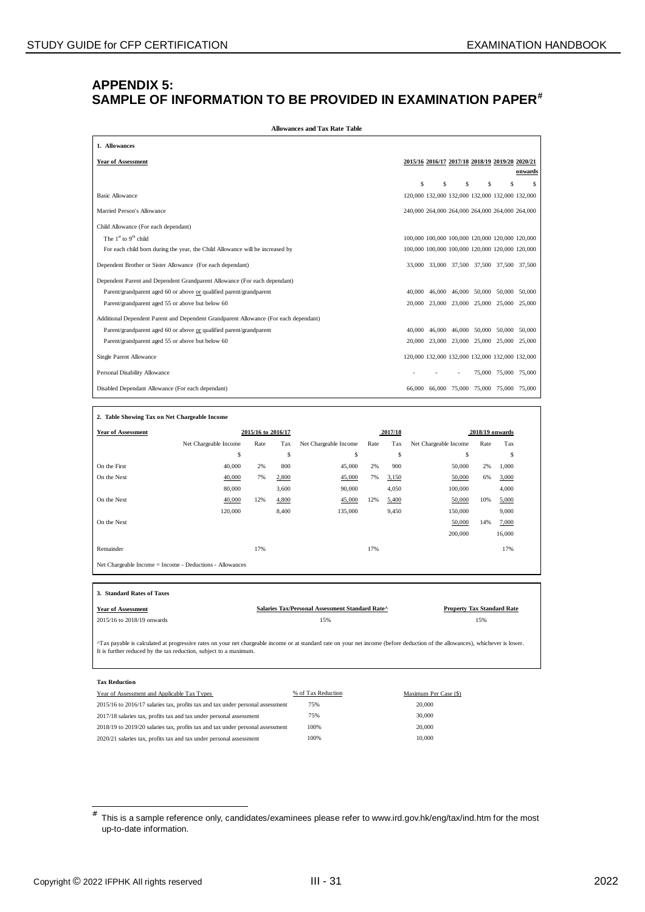## APPENDIX 5:
## SAMPLE OF INFORMATION TO BE PROVIDED IN EXAMINATION PAPER#

**Allowances and Tax Rate Table**

**1. Allowances**

| **Year of Assessment** | 2015/16 | 2016/17 | 2017/18 | 2018/19 | 2019/20 | 2020/21 onwards |
|---|---|---|---|---|---|---|
| | $ | $ | $ | $ | $ | $ |
| Basic Allowance | 120,000 | 132,000 | 132,000 | 132,000 | 132,000 | 132,000 |
| Married Person's Allowance | 240,000 | 264,000 | 264,000 | 264,000 | 264,000 | 264,000 |
| Child Allowance (For each dependant) | | | | | | |
| The 1st to 9th child | 100,000 | 100,000 | 100,000 | 120,000 | 120,000 | 120,000 |
| For each child born during the year, the Child Allowance will be increased by | 100,000 | 100,000 | 100,000 | 120,000 | 120,000 | 120,000 |
| Dependent Brother or Sister Allowance (For each dependant) | 33,000 | 33,000 | 37,500 | 37,500 | 37,500 | 37,500 |
| Dependent Parent and Dependent Grandparent Allowance (For each dependant) | | | | | | |
| Parent/grandparent aged 60 or above or qualified parent/grandparent | 40,000 | 46,000 | 46,000 | 50,000 | 50,000 | 50,000 |
| Parent/grandparent aged 55 or above but below 60 | 20,000 | 23,000 | 23,000 | 25,000 | 25,000 | 25,000 |
| Additional Dependent Parent and Dependent Grandparent Allowance (For each dependant) | | | | | | |
| Parent/grandparent aged 60 or above or qualified parent/grandparent | 40,000 | 46,000 | 46,000 | 50,000 | 50,000 | 50,000 |
| Parent/grandparent aged 55 or above but below 60 | 20,000 | 23,000 | 23,000 | 25,000 | 25,000 | 25,000 |
| Single Parent Allowance | 120,000 | 132,000 | 132,000 | 132,000 | 132,000 | 132,000 |
| Personal Disability Allowance | - | - | - | 75,000 | 75,000 | 75,000 |
| Disabled Dependant Allowance (For each dependant) | 66,000 | 66,000 | 75,000 | 75,000 | 75,000 | 75,000 |

**2. Table Showing Tax on Net Chargeable Income**

| **Year of Assessment** | **2015/16 to 2016/17** | | | **2017/18** | | | **2018/19 onwards** | | |
|---|---|---|---|---|---|---|---|---|---|
| | Net Chargeable Income | Rate | Tax | Net Chargeable Income | Rate | Tax | Net Chargeable Income | Rate | Tax |
| | $ | | $ | $ | | $ | $ | | $ |
| On the First | 40,000 | 2% | 800 | 45,000 | 2% | 900 | 50,000 | 2% | 1,000 |
| On the Next | 40,000 | 7% | 2,800 | 45,000 | 7% | 3,150 | 50,000 | 6% | 3,000 |
| | 80,000 | | 3,600 | 90,000 | | 4,050 | 100,000 | | 4,000 |
| On the Next | 40,000 | 12% | 4,800 | 45,000 | 12% | 5,400 | 50,000 | 10% | 5,000 |
| | 120,000 | | 8,400 | 135,000 | | 9,450 | 150,000 | | 9,000 |
| On the Next | | | | | | | 50,000 | 14% | 7,000 |
| | | | | | | | 200,000 | | 16,000 |
| Remainder | | 17% | | | 17% | | | | 17% |

Net Chargeable Income = Income - Deductions - Allowances

**3. Standard Rates of Taxes**

| **Year of Assessment** | **Salaries Tax/Personal Assessment Standard Rate^** | **Property Tax Standard Rate** |
|---|---|---|
| 2015/16 to 2018/19 onwards | 15% | 15% |

^Tax payable is calculated at progressive rates on your net chargeable income or at standard rate on your net income (before deduction of the allowances), whichever is lower. It is further reduced by the tax reduction, subject to a maximum.

**Tax Reduction**

| Year of Assessment and Applicable Tax Types | % of Tax Reduction | Maximum Per Case ($) |
|---|---|---|
| 2015/16 to 2016/17 salaries tax, profits tax and tax under personal assessment | 75% | 20,000 |
| 2017/18 salaries tax, profits tax and tax under personal assessment | 75% | 30,000 |
| 2018/19 to 2019/20 salaries tax, profits tax and tax under personal assessment | 100% | 20,000 |
| 2020/21 salaries tax, profits tax and tax under personal assessment | 100% | 10,000 |

# This is a sample reference only, candidates/examinees please refer to www.ird.gov.hk/eng/tax/ind.htm for the most up-to-date information.